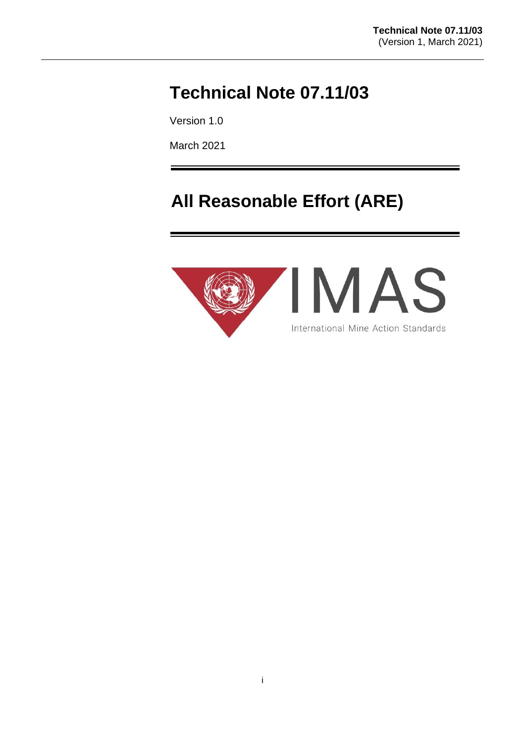# Technical Note 07.11/03

Version 1.0

March 2021

# All Reasonable Effort (ARE)

IMAS

International Mine Action Standards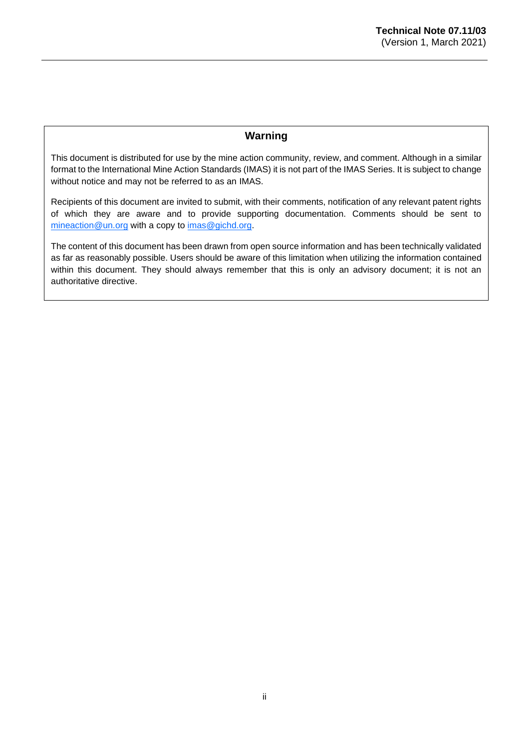## Warning

This document is distributed for use by the mine action community, review, and comment. Although in a similar format to the International Mine Action Standards (IMAS) it is not part of the IMAS Series. It is subject to change without notice and may not be referred to as an IMAS.

Recipients of this document are invited to submit, with their comments, notification of any relevant patent rights of which they are aware and to provide supporting documentation. Comments should be sent to [mineaction@un.org](mailto:mineaction@un.org) with a copy to [imas@gichd.org](mailto:imas@gichd.org).

The content of this document has been drawn from open source information and has been technically validated as far as reasonably possible. Users should be aware of this limitation when utilizing the information contained within this document. They should always remember that this is only an advisory document; it is not an authoritative directive.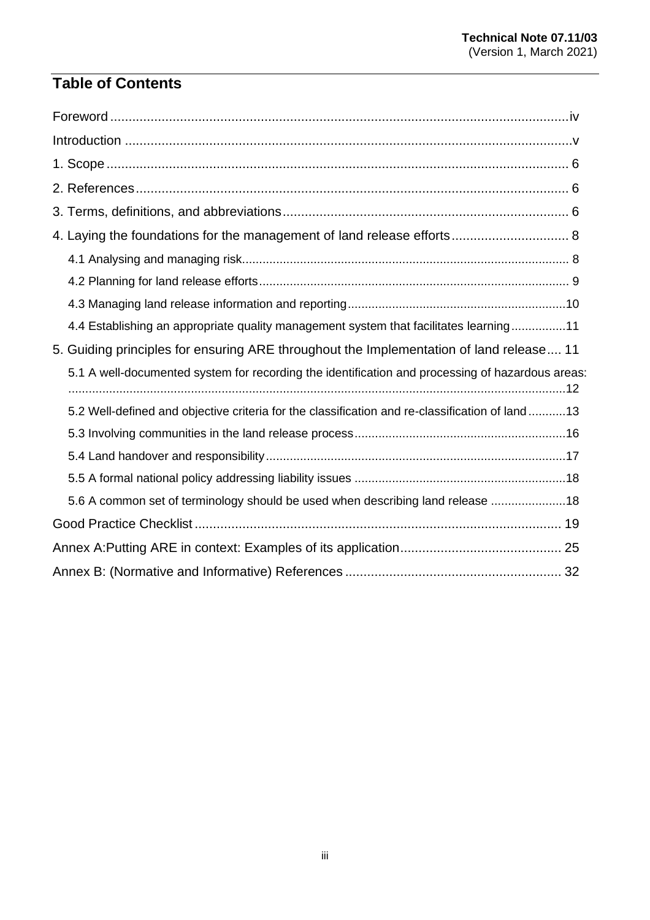## Table of Contents

- Foreword ... iv
- Introduction ... v
- 1. Scope ... 6
- 2. References ... 6
- 3. Terms, definitions, and abbreviations ... 6
- 4. Laying the foundations for the management of land release efforts ... 8
  - 4.1 Analysing and managing risk ... 8
  - 4.2 Planning for land release efforts ... 9
  - 4.3 Managing land release information and reporting ... 10
  - 4.4 Establishing an appropriate quality management system that facilitates learning ... 11
- 5. Guiding principles for ensuring ARE throughout the Implementation of land release ... 11
  - 5.1 A well-documented system for recording the identification and processing of hazardous areas: ... 12
  - 5.2 Well-defined and objective criteria for the classification and re-classification of land ... 13
  - 5.3 Involving communities in the land release process ... 16
  - 5.4 Land handover and responsibility ... 17
  - 5.5 A formal national policy addressing liability issues ... 18
  - 5.6 A common set of terminology should be used when describing land release ... 18
- Good Practice Checklist ... 19
- Annex A:Putting ARE in context: Examples of its application ... 25
- Annex B: (Normative and Informative) References ... 32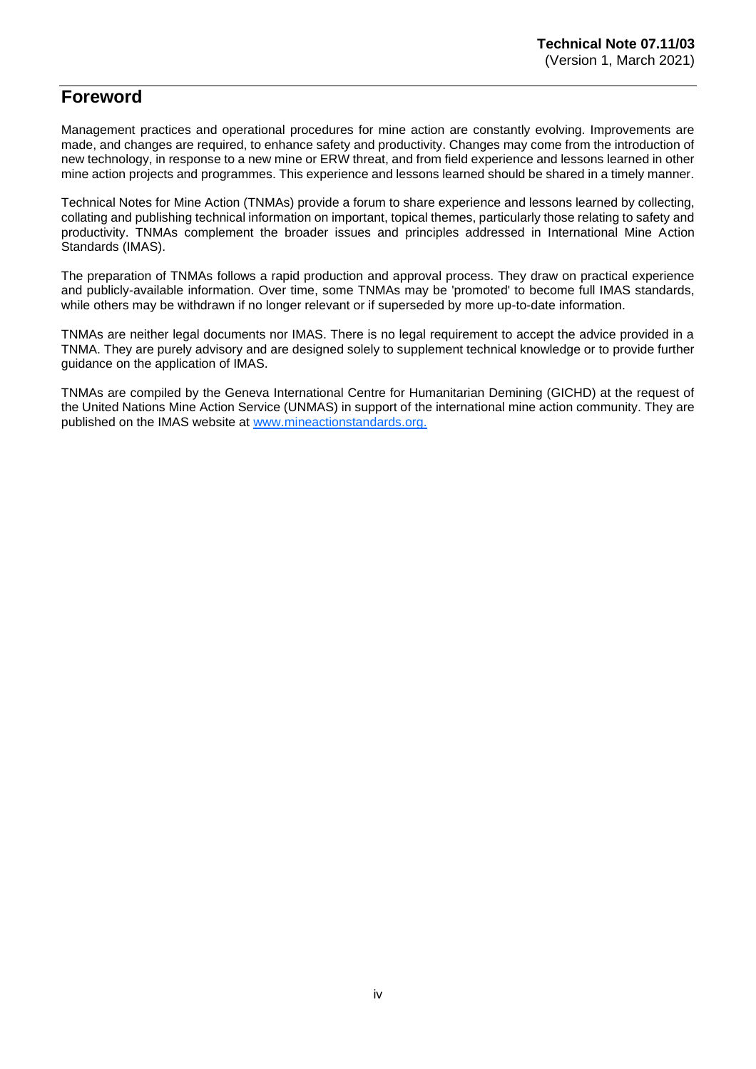# Foreword

Management practices and operational procedures for mine action are constantly evolving. Improvements are made, and changes are required, to enhance safety and productivity. Changes may come from the introduction of new technology, in response to a new mine or ERW threat, and from field experience and lessons learned in other mine action projects and programmes. This experience and lessons learned should be shared in a timely manner.

Technical Notes for Mine Action (TNMAs) provide a forum to share experience and lessons learned by collecting, collating and publishing technical information on important, topical themes, particularly those relating to safety and productivity. TNMAs complement the broader issues and principles addressed in International Mine Action Standards (IMAS).

The preparation of TNMAs follows a rapid production and approval process. They draw on practical experience and publicly-available information. Over time, some TNMAs may be 'promoted' to become full IMAS standards, while others may be withdrawn if no longer relevant or if superseded by more up-to-date information.

TNMAs are neither legal documents nor IMAS. There is no legal requirement to accept the advice provided in a TNMA. They are purely advisory and are designed solely to supplement technical knowledge or to provide further guidance on the application of IMAS.

TNMAs are compiled by the Geneva International Centre for Humanitarian Demining (GICHD) at the request of the United Nations Mine Action Service (UNMAS) in support of the international mine action community. They are published on the IMAS website at [www.mineactionstandards.org.](http://www.mineactionstandards.org)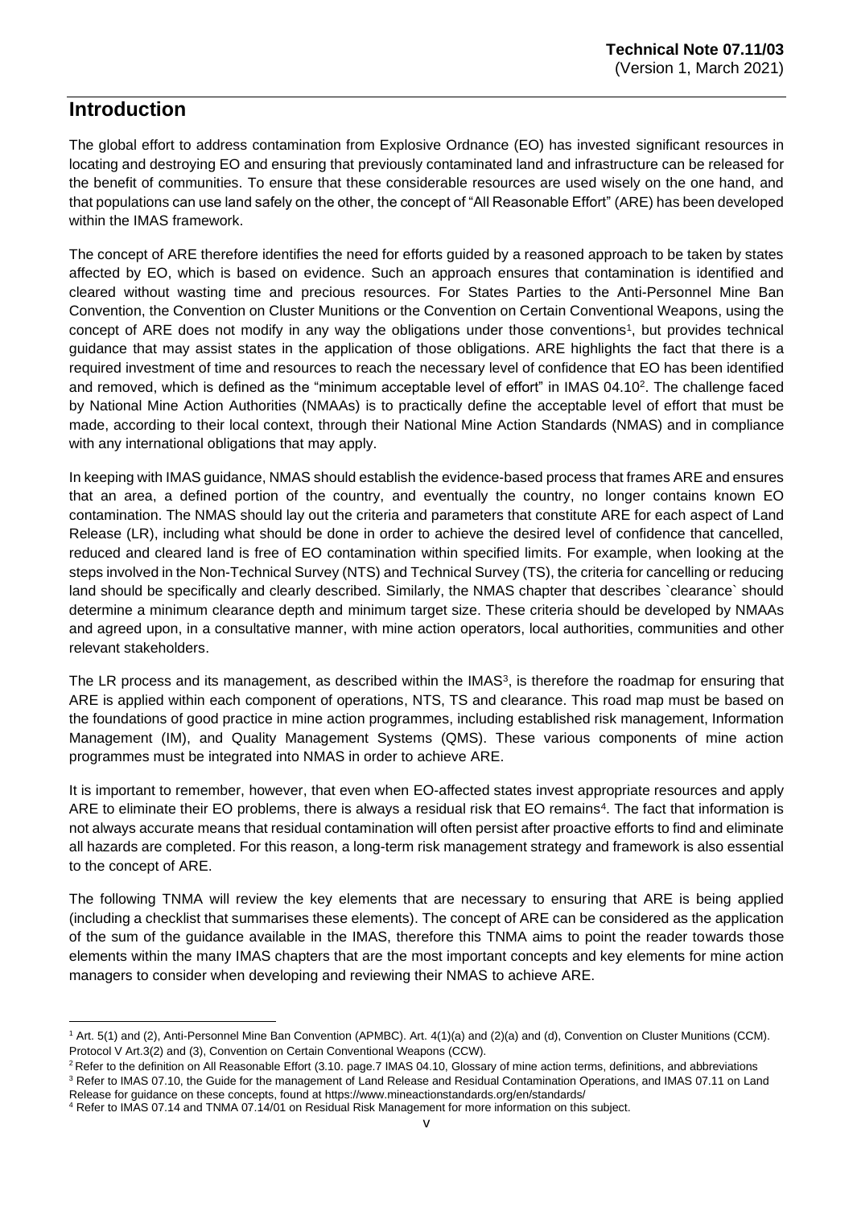## Introduction

The global effort to address contamination from Explosive Ordnance (EO) has invested significant resources in locating and destroying EO and ensuring that previously contaminated land and infrastructure can be released for the benefit of communities. To ensure that these considerable resources are used wisely on the one hand, and that populations can use land safely on the other, the concept of "All Reasonable Effort" (ARE) has been developed within the IMAS framework.

The concept of ARE therefore identifies the need for efforts guided by a reasoned approach to be taken by states affected by EO, which is based on evidence. Such an approach ensures that contamination is identified and cleared without wasting time and precious resources. For States Parties to the Anti-Personnel Mine Ban Convention, the Convention on Cluster Munitions or the Convention on Certain Conventional Weapons, using the concept of ARE does not modify in any way the obligations under those conventions[1], but provides technical guidance that may assist states in the application of those obligations. ARE highlights the fact that there is a required investment of time and resources to reach the necessary level of confidence that EO has been identified and removed, which is defined as the "minimum acceptable level of effort" in IMAS 04.10[2]. The challenge faced by National Mine Action Authorities (NMAAs) is to practically define the acceptable level of effort that must be made, according to their local context, through their National Mine Action Standards (NMAS) and in compliance with any international obligations that may apply.

In keeping with IMAS guidance, NMAS should establish the evidence-based process that frames ARE and ensures that an area, a defined portion of the country, and eventually the country, no longer contains known EO contamination. The NMAS should lay out the criteria and parameters that constitute ARE for each aspect of Land Release (LR), including what should be done in order to achieve the desired level of confidence that cancelled, reduced and cleared land is free of EO contamination within specified limits. For example, when looking at the steps involved in the Non-Technical Survey (NTS) and Technical Survey (TS), the criteria for cancelling or reducing land should be specifically and clearly described. Similarly, the NMAS chapter that describes `clearance` should determine a minimum clearance depth and minimum target size. These criteria should be developed by NMAAs and agreed upon, in a consultative manner, with mine action operators, local authorities, communities and other relevant stakeholders.

The LR process and its management, as described within the IMAS[3], is therefore the roadmap for ensuring that ARE is applied within each component of operations, NTS, TS and clearance. This road map must be based on the foundations of good practice in mine action programmes, including established risk management, Information Management (IM), and Quality Management Systems (QMS). These various components of mine action programmes must be integrated into NMAS in order to achieve ARE.

It is important to remember, however, that even when EO-affected states invest appropriate resources and apply ARE to eliminate their EO problems, there is always a residual risk that EO remains[4]. The fact that information is not always accurate means that residual contamination will often persist after proactive efforts to find and eliminate all hazards are completed. For this reason, a long-term risk management strategy and framework is also essential to the concept of ARE.

The following TNMA will review the key elements that are necessary to ensuring that ARE is being applied (including a checklist that summarises these elements). The concept of ARE can be considered as the application of the sum of the guidance available in the IMAS, therefore this TNMA aims to point the reader towards those elements within the many IMAS chapters that are the most important concepts and key elements for mine action managers to consider when developing and reviewing their NMAS to achieve ARE.

---

[1] Art. 5(1) and (2), Anti-Personnel Mine Ban Convention (APMBC). Art. 4(1)(a) and (2)(a) and (d), Convention on Cluster Munitions (CCM). Protocol V Art.3(2) and (3), Convention on Certain Conventional Weapons (CCW).

[2] Refer to the definition on All Reasonable Effort (3.10. page.7 IMAS 04.10, Glossary of mine action terms, definitions, and abbreviations

[3] Refer to IMAS 07.10, the Guide for the management of Land Release and Residual Contamination Operations, and IMAS 07.11 on Land Release for guidance on these concepts, found at https://www.mineactionstandards.org/en/standards/

[4] Refer to IMAS 07.14 and TNMA 07.14/01 on Residual Risk Management for more information on this subject.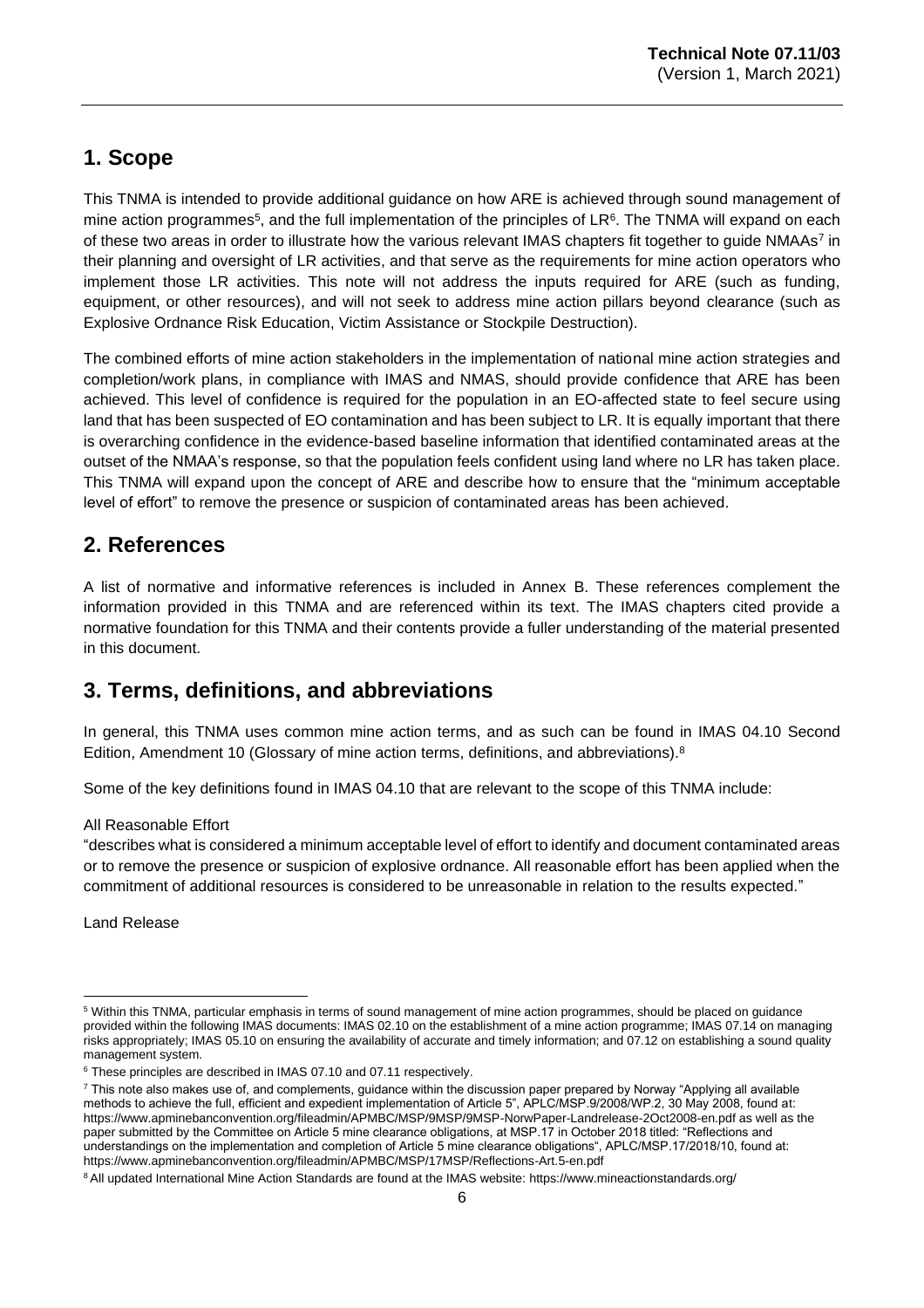## 1. Scope

This TNMA is intended to provide additional guidance on how ARE is achieved through sound management of mine action programmes[5], and the full implementation of the principles of LR[6]. The TNMA will expand on each of these two areas in order to illustrate how the various relevant IMAS chapters fit together to guide NMAAs[7] in their planning and oversight of LR activities, and that serve as the requirements for mine action operators who implement those LR activities. This note will not address the inputs required for ARE (such as funding, equipment, or other resources), and will not seek to address mine action pillars beyond clearance (such as Explosive Ordnance Risk Education, Victim Assistance or Stockpile Destruction).

The combined efforts of mine action stakeholders in the implementation of national mine action strategies and completion/work plans, in compliance with IMAS and NMAS, should provide confidence that ARE has been achieved. This level of confidence is required for the population in an EO-affected state to feel secure using land that has been suspected of EO contamination and has been subject to LR. It is equally important that there is overarching confidence in the evidence-based baseline information that identified contaminated areas at the outset of the NMAA's response, so that the population feels confident using land where no LR has taken place. This TNMA will expand upon the concept of ARE and describe how to ensure that the "minimum acceptable level of effort" to remove the presence or suspicion of contaminated areas has been achieved.

## 2. References

A list of normative and informative references is included in Annex B. These references complement the information provided in this TNMA and are referenced within its text. The IMAS chapters cited provide a normative foundation for this TNMA and their contents provide a fuller understanding of the material presented in this document.

## 3. Terms, definitions, and abbreviations

In general, this TNMA uses common mine action terms, and as such can be found in IMAS 04.10 Second Edition, Amendment 10 (Glossary of mine action terms, definitions, and abbreviations).[8]

Some of the key definitions found in IMAS 04.10 that are relevant to the scope of this TNMA include:

All Reasonable Effort

"describes what is considered a minimum acceptable level of effort to identify and document contaminated areas or to remove the presence or suspicion of explosive ordnance. All reasonable effort has been applied when the commitment of additional resources is considered to be unreasonable in relation to the results expected."

Land Release

---

[5] Within this TNMA, particular emphasis in terms of sound management of mine action programmes, should be placed on guidance provided within the following IMAS documents: IMAS 02.10 on the establishment of a mine action programme; IMAS 07.14 on managing risks appropriately; IMAS 05.10 on ensuring the availability of accurate and timely information; and 07.12 on establishing a sound quality management system.

[6] These principles are described in IMAS 07.10 and 07.11 respectively.

[7] This note also makes use of, and complements, guidance within the discussion paper prepared by Norway "Applying all available methods to achieve the full, efficient and expedient implementation of Article 5", APLC/MSP.9/2008/WP.2, 30 May 2008, found at: https://www.apminebanconvention.org/fileadmin/APMBC/MSP/9MSP/9MSP-NorwPaper-Landrelease-2Oct2008-en.pdf as well as the paper submitted by the Committee on Article 5 mine clearance obligations, at MSP.17 in October 2018 titled: "Reflections and understandings on the implementation and completion of Article 5 mine clearance obligations", APLC/MSP.17/2018/10, found at: https://www.apminebanconvention.org/fileadmin/APMBC/MSP/17MSP/Reflections-Art.5-en.pdf

[8] All updated International Mine Action Standards are found at the IMAS website: https://www.mineactionstandards.org/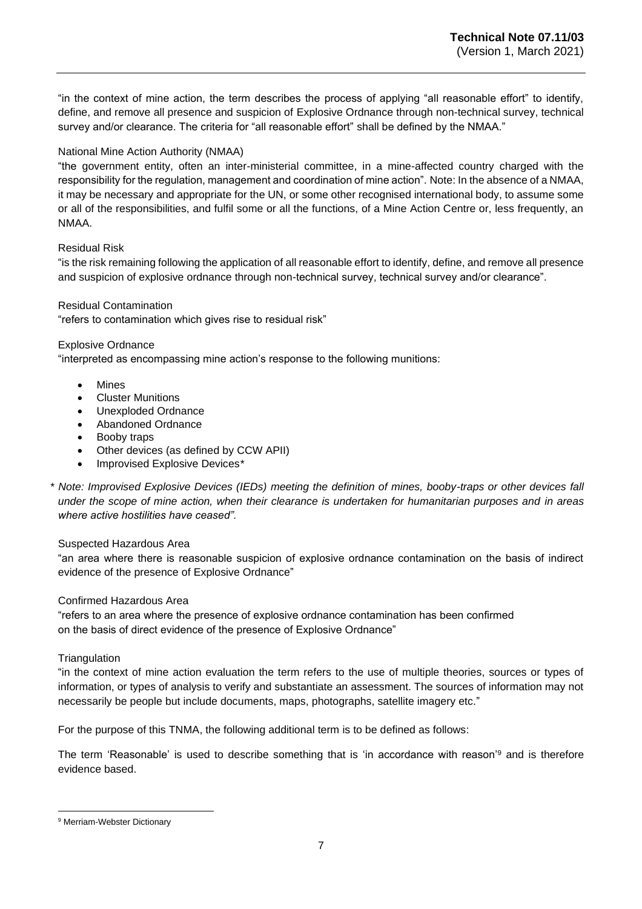"in the context of mine action, the term describes the process of applying "all reasonable effort" to identify, define, and remove all presence and suspicion of Explosive Ordnance through non-technical survey, technical survey and/or clearance. The criteria for "all reasonable effort" shall be defined by the NMAA."

National Mine Action Authority (NMAA)

"the government entity, often an inter-ministerial committee, in a mine-affected country charged with the responsibility for the regulation, management and coordination of mine action". Note: In the absence of a NMAA, it may be necessary and appropriate for the UN, or some other recognised international body, to assume some or all of the responsibilities, and fulfil some or all the functions, of a Mine Action Centre or, less frequently, an NMAA.

Residual Risk

"is the risk remaining following the application of all reasonable effort to identify, define, and remove all presence and suspicion of explosive ordnance through non-technical survey, technical survey and/or clearance".

Residual Contamination

"refers to contamination which gives rise to residual risk"

Explosive Ordnance

"interpreted as encompassing mine action's response to the following munitions:

- Mines
- Cluster Munitions
- Unexploded Ordnance
- Abandoned Ordnance
- Booby traps
- Other devices (as defined by CCW APII)
- Improvised Explosive Devices*

\* *Note: Improvised Explosive Devices (IEDs) meeting the definition of mines, booby-traps or other devices fall under the scope of mine action, when their clearance is undertaken for humanitarian purposes and in areas where active hostilities have ceased".*

Suspected Hazardous Area

"an area where there is reasonable suspicion of explosive ordnance contamination on the basis of indirect evidence of the presence of Explosive Ordnance"

Confirmed Hazardous Area

"refers to an area where the presence of explosive ordnance contamination has been confirmed on the basis of direct evidence of the presence of Explosive Ordnance"

Triangulation

"in the context of mine action evaluation the term refers to the use of multiple theories, sources or types of information, or types of analysis to verify and substantiate an assessment. The sources of information may not necessarily be people but include documents, maps, photographs, satellite imagery etc."

For the purpose of this TNMA, the following additional term is to be defined as follows:

The term 'Reasonable' is used to describe something that is 'in accordance with reason'[9] and is therefore evidence based.

[9] Merriam-Webster Dictionary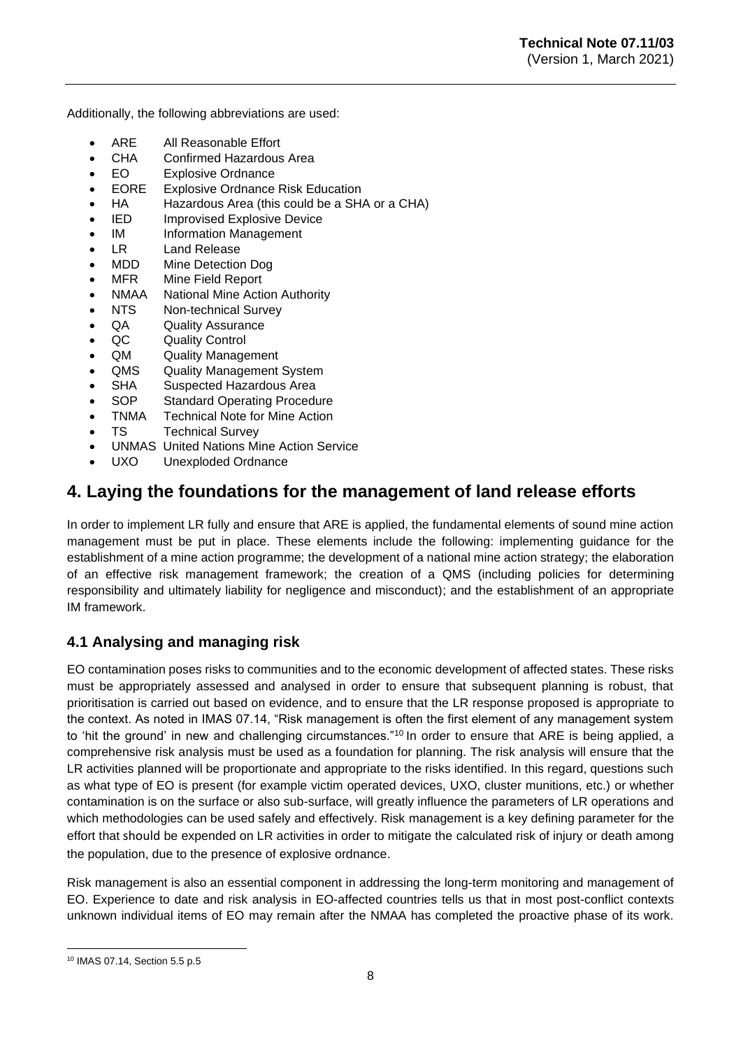Additionally, the following abbreviations are used:

- ARE All Reasonable Effort
- CHA Confirmed Hazardous Area
- EO Explosive Ordnance
- EORE Explosive Ordnance Risk Education
- HA Hazardous Area (this could be a SHA or a CHA)
- IED Improvised Explosive Device
- IM Information Management
- LR Land Release
- MDD Mine Detection Dog
- MFR Mine Field Report
- NMAA National Mine Action Authority
- NTS Non-technical Survey
- QA Quality Assurance
- QC Quality Control
- QM Quality Management
- QMS Quality Management System
- SHA Suspected Hazardous Area
- SOP Standard Operating Procedure
- TNMA Technical Note for Mine Action
- TS Technical Survey
- UNMAS United Nations Mine Action Service
- UXO Unexploded Ordnance

# 4. Laying the foundations for the management of land release efforts

In order to implement LR fully and ensure that ARE is applied, the fundamental elements of sound mine action management must be put in place. These elements include the following: implementing guidance for the establishment of a mine action programme; the development of a national mine action strategy; the elaboration of an effective risk management framework; the creation of a QMS (including policies for determining responsibility and ultimately liability for negligence and misconduct); and the establishment of an appropriate IM framework.

## 4.1 Analysing and managing risk

EO contamination poses risks to communities and to the economic development of affected states. These risks must be appropriately assessed and analysed in order to ensure that subsequent planning is robust, that prioritisation is carried out based on evidence, and to ensure that the LR response proposed is appropriate to the context. As noted in IMAS 07.14, "Risk management is often the first element of any management system to 'hit the ground' in new and challenging circumstances."[10] In order to ensure that ARE is being applied, a comprehensive risk analysis must be used as a foundation for planning. The risk analysis will ensure that the LR activities planned will be proportionate and appropriate to the risks identified. In this regard, questions such as what type of EO is present (for example victim operated devices, UXO, cluster munitions, etc.) or whether contamination is on the surface or also sub-surface, will greatly influence the parameters of LR operations and which methodologies can be used safely and effectively. Risk management is a key defining parameter for the effort that should be expended on LR activities in order to mitigate the calculated risk of injury or death among the population, due to the presence of explosive ordnance.

Risk management is also an essential component in addressing the long-term monitoring and management of EO. Experience to date and risk analysis in EO-affected countries tells us that in most post-conflict contexts unknown individual items of EO may remain after the NMAA has completed the proactive phase of its work.

[10] IMAS 07.14, Section 5.5 p.5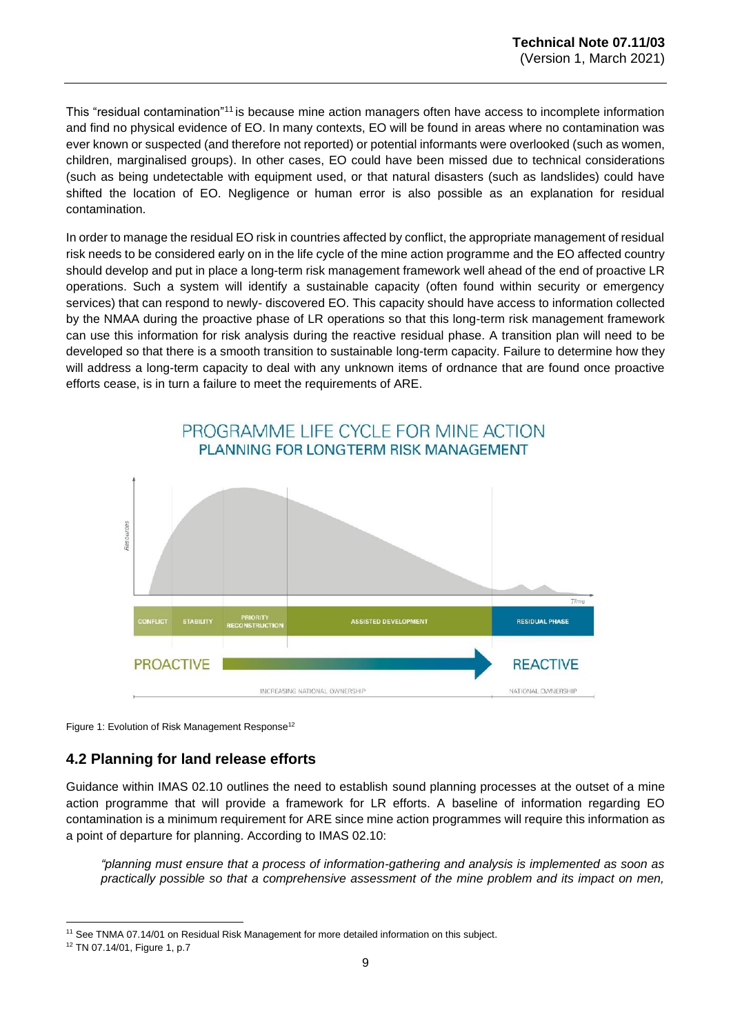This "residual contamination"[11] is because mine action managers often have access to incomplete information and find no physical evidence of EO. In many contexts, EO will be found in areas where no contamination was ever known or suspected (and therefore not reported) or potential informants were overlooked (such as women, children, marginalised groups). In other cases, EO could have been missed due to technical considerations (such as being undetectable with equipment used, or that natural disasters (such as landslides) could have shifted the location of EO. Negligence or human error is also possible as an explanation for residual contamination.

In order to manage the residual EO risk in countries affected by conflict, the appropriate management of residual risk needs to be considered early on in the life cycle of the mine action programme and the EO affected country should develop and put in place a long-term risk management framework well ahead of the end of proactive LR operations. Such a system will identify a sustainable capacity (often found within security or emergency services) that can respond to newly- discovered EO. This capacity should have access to information collected by the NMAA during the proactive phase of LR operations so that this long-term risk management framework can use this information for risk analysis during the reactive residual phase. A transition plan will need to be developed so that there is a smooth transition to sustainable long-term capacity. Failure to determine how they will address a long-term capacity to deal with any unknown items of ordnance that are found once proactive efforts cease, is in turn a failure to meet the requirements of ARE.

PROGRAMME LIFE CYCLE FOR MINE ACTION
PLANNING FOR LONGTERM RISK MANAGEMENT

Resources | Time

CONFLICT | STABILITY | PRIORITY RECONSTRUCTION | ASSISTED DEVELOPMENT | RESIDUAL PHASE

PROACTIVE → REACTIVE

INCREASING NATIONAL OWNERSHIP | NATIONAL OWNERSHIP

Figure 1: Evolution of Risk Management Response[12]

## 4.2 Planning for land release efforts

Guidance within IMAS 02.10 outlines the need to establish sound planning processes at the outset of a mine action programme that will provide a framework for LR efforts. A baseline of information regarding EO contamination is a minimum requirement for ARE since mine action programmes will require this information as a point of departure for planning. According to IMAS 02.10:

*"planning must ensure that a process of information-gathering and analysis is implemented as soon as practically possible so that a comprehensive assessment of the mine problem and its impact on men,*

[11] See TNMA 07.14/01 on Residual Risk Management for more detailed information on this subject.

[12] TN 07.14/01, Figure 1, p.7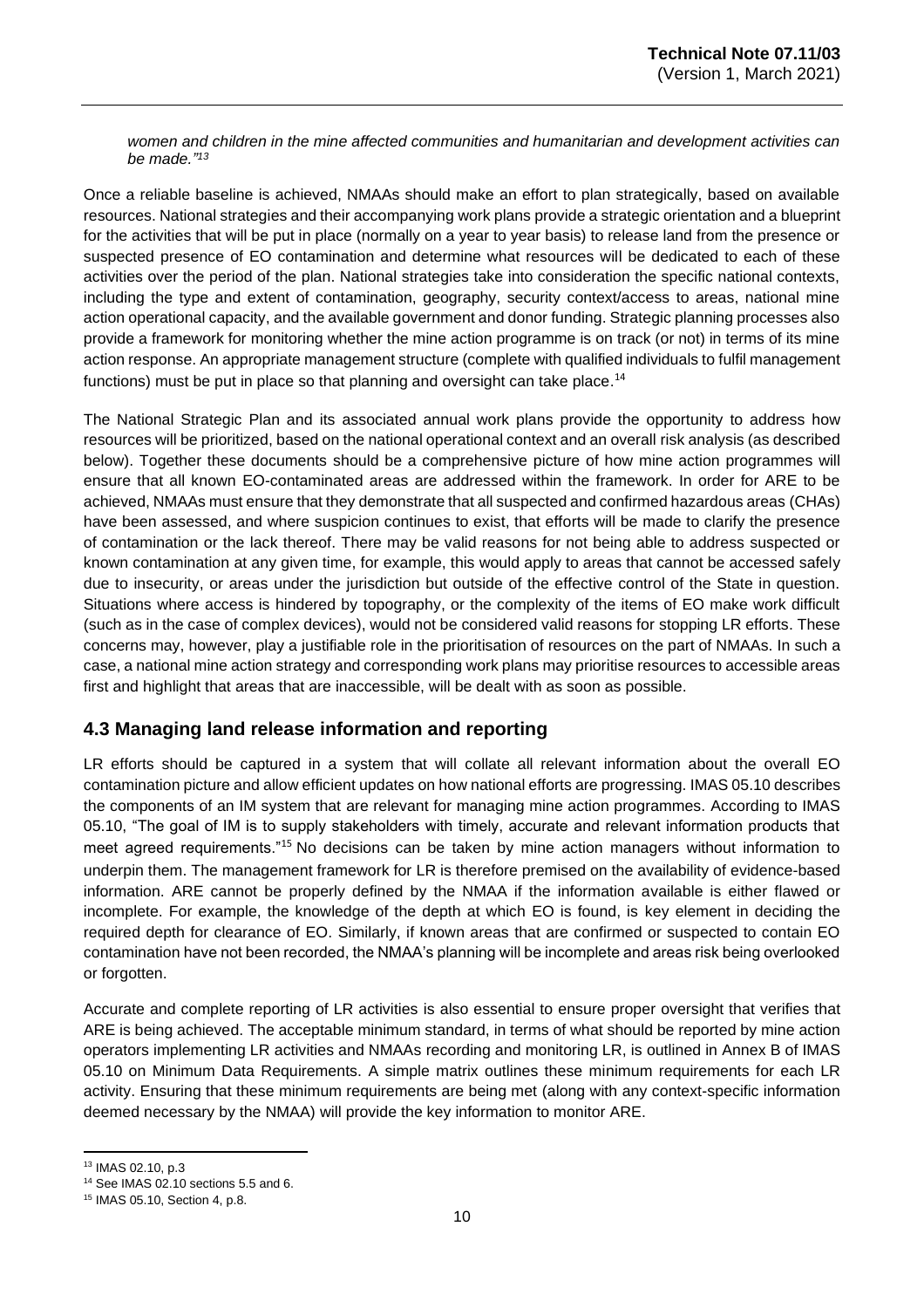*women and children in the mine affected communities and humanitarian and development activities can be made."[13]*

Once a reliable baseline is achieved, NMAAs should make an effort to plan strategically, based on available resources. National strategies and their accompanying work plans provide a strategic orientation and a blueprint for the activities that will be put in place (normally on a year to year basis) to release land from the presence or suspected presence of EO contamination and determine what resources will be dedicated to each of these activities over the period of the plan. National strategies take into consideration the specific national contexts, including the type and extent of contamination, geography, security context/access to areas, national mine action operational capacity, and the available government and donor funding. Strategic planning processes also provide a framework for monitoring whether the mine action programme is on track (or not) in terms of its mine action response. An appropriate management structure (complete with qualified individuals to fulfil management functions) must be put in place so that planning and oversight can take place.[14]

The National Strategic Plan and its associated annual work plans provide the opportunity to address how resources will be prioritized, based on the national operational context and an overall risk analysis (as described below). Together these documents should be a comprehensive picture of how mine action programmes will ensure that all known EO-contaminated areas are addressed within the framework. In order for ARE to be achieved, NMAAs must ensure that they demonstrate that all suspected and confirmed hazardous areas (CHAs) have been assessed, and where suspicion continues to exist, that efforts will be made to clarify the presence of contamination or the lack thereof. There may be valid reasons for not being able to address suspected or known contamination at any given time, for example, this would apply to areas that cannot be accessed safely due to insecurity, or areas under the jurisdiction but outside of the effective control of the State in question. Situations where access is hindered by topography, or the complexity of the items of EO make work difficult (such as in the case of complex devices), would not be considered valid reasons for stopping LR efforts. These concerns may, however, play a justifiable role in the prioritisation of resources on the part of NMAAs. In such a case, a national mine action strategy and corresponding work plans may prioritise resources to accessible areas first and highlight that areas that are inaccessible, will be dealt with as soon as possible.

## 4.3 Managing land release information and reporting

LR efforts should be captured in a system that will collate all relevant information about the overall EO contamination picture and allow efficient updates on how national efforts are progressing. IMAS 05.10 describes the components of an IM system that are relevant for managing mine action programmes. According to IMAS 05.10, "The goal of IM is to supply stakeholders with timely, accurate and relevant information products that meet agreed requirements."[15] No decisions can be taken by mine action managers without information to underpin them. The management framework for LR is therefore premised on the availability of evidence-based information. ARE cannot be properly defined by the NMAA if the information available is either flawed or incomplete. For example, the knowledge of the depth at which EO is found, is key element in deciding the required depth for clearance of EO. Similarly, if known areas that are confirmed or suspected to contain EO contamination have not been recorded, the NMAA's planning will be incomplete and areas risk being overlooked or forgotten.

Accurate and complete reporting of LR activities is also essential to ensure proper oversight that verifies that ARE is being achieved. The acceptable minimum standard, in terms of what should be reported by mine action operators implementing LR activities and NMAAs recording and monitoring LR, is outlined in Annex B of IMAS 05.10 on Minimum Data Requirements. A simple matrix outlines these minimum requirements for each LR activity. Ensuring that these minimum requirements are being met (along with any context-specific information deemed necessary by the NMAA) will provide the key information to monitor ARE.

---

[13] IMAS 02.10, p.3

[14] See IMAS 02.10 sections 5.5 and 6.

[15] IMAS 05.10, Section 4, p.8.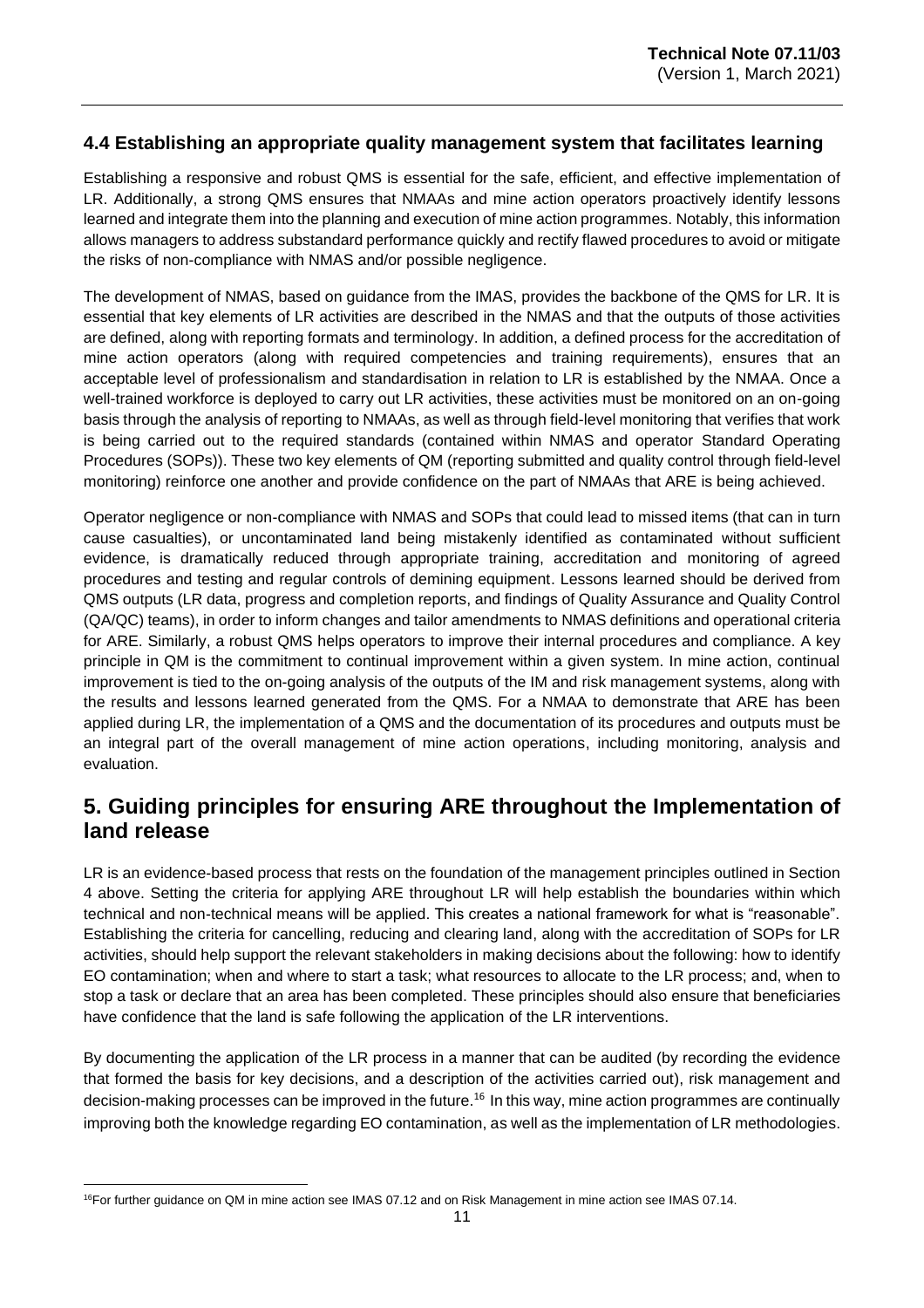## 4.4 Establishing an appropriate quality management system that facilitates learning

Establishing a responsive and robust QMS is essential for the safe, efficient, and effective implementation of LR. Additionally, a strong QMS ensures that NMAAs and mine action operators proactively identify lessons learned and integrate them into the planning and execution of mine action programmes. Notably, this information allows managers to address substandard performance quickly and rectify flawed procedures to avoid or mitigate the risks of non-compliance with NMAS and/or possible negligence.

The development of NMAS, based on guidance from the IMAS, provides the backbone of the QMS for LR. It is essential that key elements of LR activities are described in the NMAS and that the outputs of those activities are defined, along with reporting formats and terminology. In addition, a defined process for the accreditation of mine action operators (along with required competencies and training requirements), ensures that an acceptable level of professionalism and standardisation in relation to LR is established by the NMAA. Once a well-trained workforce is deployed to carry out LR activities, these activities must be monitored on an on-going basis through the analysis of reporting to NMAAs, as well as through field-level monitoring that verifies that work is being carried out to the required standards (contained within NMAS and operator Standard Operating Procedures (SOPs)). These two key elements of QM (reporting submitted and quality control through field-level monitoring) reinforce one another and provide confidence on the part of NMAAs that ARE is being achieved.

Operator negligence or non-compliance with NMAS and SOPs that could lead to missed items (that can in turn cause casualties), or uncontaminated land being mistakenly identified as contaminated without sufficient evidence, is dramatically reduced through appropriate training, accreditation and monitoring of agreed procedures and testing and regular controls of demining equipment. Lessons learned should be derived from QMS outputs (LR data, progress and completion reports, and findings of Quality Assurance and Quality Control (QA/QC) teams), in order to inform changes and tailor amendments to NMAS definitions and operational criteria for ARE. Similarly, a robust QMS helps operators to improve their internal procedures and compliance. A key principle in QM is the commitment to continual improvement within a given system. In mine action, continual improvement is tied to the on-going analysis of the outputs of the IM and risk management systems, along with the results and lessons learned generated from the QMS. For a NMAA to demonstrate that ARE has been applied during LR, the implementation of a QMS and the documentation of its procedures and outputs must be an integral part of the overall management of mine action operations, including monitoring, analysis and evaluation.

# 5. Guiding principles for ensuring ARE throughout the Implementation of land release

LR is an evidence-based process that rests on the foundation of the management principles outlined in Section 4 above. Setting the criteria for applying ARE throughout LR will help establish the boundaries within which technical and non-technical means will be applied. This creates a national framework for what is "reasonable". Establishing the criteria for cancelling, reducing and clearing land, along with the accreditation of SOPs for LR activities, should help support the relevant stakeholders in making decisions about the following: how to identify EO contamination; when and where to start a task; what resources to allocate to the LR process; and, when to stop a task or declare that an area has been completed. These principles should also ensure that beneficiaries have confidence that the land is safe following the application of the LR interventions.

By documenting the application of the LR process in a manner that can be audited (by recording the evidence that formed the basis for key decisions, and a description of the activities carried out), risk management and decision-making processes can be improved in the future.[16] In this way, mine action programmes are continually improving both the knowledge regarding EO contamination, as well as the implementation of LR methodologies.

[16] For further guidance on QM in mine action see IMAS 07.12 and on Risk Management in mine action see IMAS 07.14.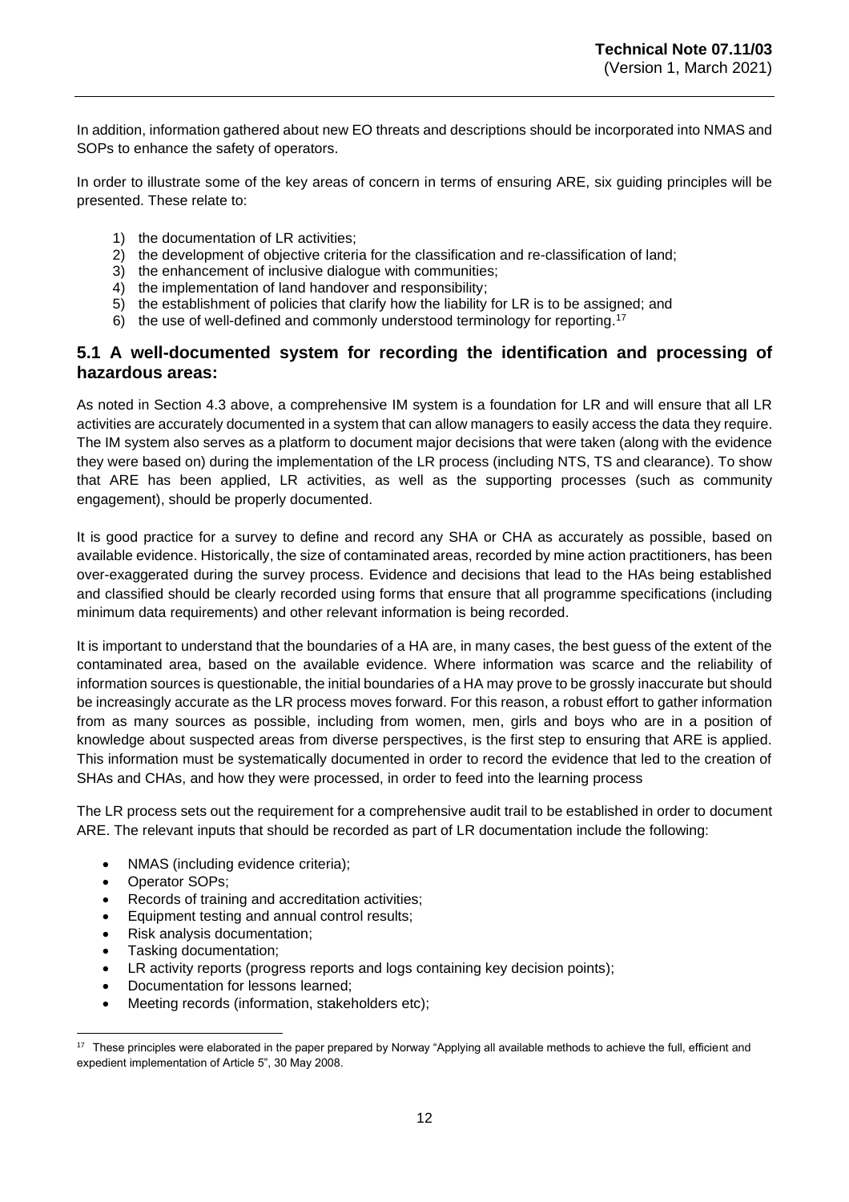In addition, information gathered about new EO threats and descriptions should be incorporated into NMAS and SOPs to enhance the safety of operators.

In order to illustrate some of the key areas of concern in terms of ensuring ARE, six guiding principles will be presented. These relate to:

1) the documentation of LR activities;
2) the development of objective criteria for the classification and re-classification of land;
3) the enhancement of inclusive dialogue with communities;
4) the implementation of land handover and responsibility;
5) the establishment of policies that clarify how the liability for LR is to be assigned; and
6) the use of well-defined and commonly understood terminology for reporting.[17]

## 5.1 A well-documented system for recording the identification and processing of hazardous areas:

As noted in Section 4.3 above, a comprehensive IM system is a foundation for LR and will ensure that all LR activities are accurately documented in a system that can allow managers to easily access the data they require. The IM system also serves as a platform to document major decisions that were taken (along with the evidence they were based on) during the implementation of the LR process (including NTS, TS and clearance). To show that ARE has been applied, LR activities, as well as the supporting processes (such as community engagement), should be properly documented.

It is good practice for a survey to define and record any SHA or CHA as accurately as possible, based on available evidence. Historically, the size of contaminated areas, recorded by mine action practitioners, has been over-exaggerated during the survey process. Evidence and decisions that lead to the HAs being established and classified should be clearly recorded using forms that ensure that all programme specifications (including minimum data requirements) and other relevant information is being recorded.

It is important to understand that the boundaries of a HA are, in many cases, the best guess of the extent of the contaminated area, based on the available evidence. Where information was scarce and the reliability of information sources is questionable, the initial boundaries of a HA may prove to be grossly inaccurate but should be increasingly accurate as the LR process moves forward. For this reason, a robust effort to gather information from as many sources as possible, including from women, men, girls and boys who are in a position of knowledge about suspected areas from diverse perspectives, is the first step to ensuring that ARE is applied. This information must be systematically documented in order to record the evidence that led to the creation of SHAs and CHAs, and how they were processed, in order to feed into the learning process

The LR process sets out the requirement for a comprehensive audit trail to be established in order to document ARE. The relevant inputs that should be recorded as part of LR documentation include the following:

- NMAS (including evidence criteria);
- Operator SOPs;
- Records of training and accreditation activities;
- Equipment testing and annual control results;
- Risk analysis documentation;
- Tasking documentation;
- LR activity reports (progress reports and logs containing key decision points);
- Documentation for lessons learned;
- Meeting records (information, stakeholders etc);

[17] These principles were elaborated in the paper prepared by Norway "Applying all available methods to achieve the full, efficient and expedient implementation of Article 5", 30 May 2008.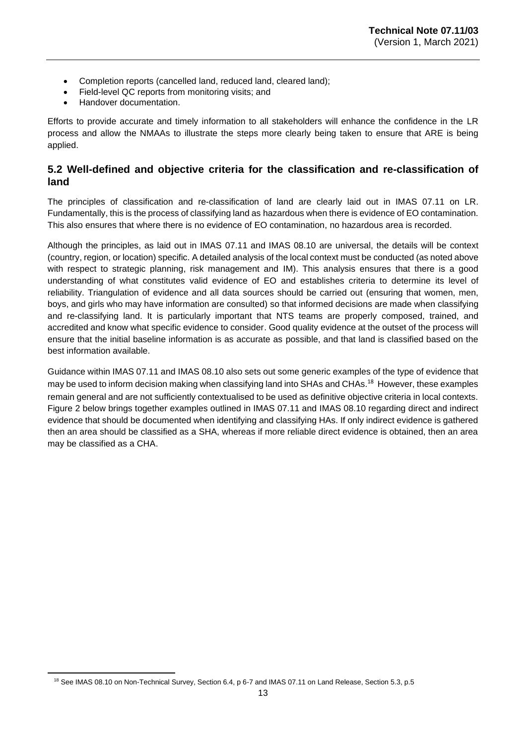- Completion reports (cancelled land, reduced land, cleared land);
- Field-level QC reports from monitoring visits; and
- Handover documentation.

Efforts to provide accurate and timely information to all stakeholders will enhance the confidence in the LR process and allow the NMAAs to illustrate the steps more clearly being taken to ensure that ARE is being applied.

## 5.2 Well-defined and objective criteria for the classification and re-classification of land

The principles of classification and re-classification of land are clearly laid out in IMAS 07.11 on LR. Fundamentally, this is the process of classifying land as hazardous when there is evidence of EO contamination. This also ensures that where there is no evidence of EO contamination, no hazardous area is recorded.

Although the principles, as laid out in IMAS 07.11 and IMAS 08.10 are universal, the details will be context (country, region, or location) specific. A detailed analysis of the local context must be conducted (as noted above with respect to strategic planning, risk management and IM). This analysis ensures that there is a good understanding of what constitutes valid evidence of EO and establishes criteria to determine its level of reliability. Triangulation of evidence and all data sources should be carried out (ensuring that women, men, boys, and girls who may have information are consulted) so that informed decisions are made when classifying and re-classifying land. It is particularly important that NTS teams are properly composed, trained, and accredited and know what specific evidence to consider. Good quality evidence at the outset of the process will ensure that the initial baseline information is as accurate as possible, and that land is classified based on the best information available.

Guidance within IMAS 07.11 and IMAS 08.10 also sets out some generic examples of the type of evidence that may be used to inform decision making when classifying land into SHAs and CHAs.[18] However, these examples remain general and are not sufficiently contextualised to be used as definitive objective criteria in local contexts. Figure 2 below brings together examples outlined in IMAS 07.11 and IMAS 08.10 regarding direct and indirect evidence that should be documented when identifying and classifying HAs. If only indirect evidence is gathered then an area should be classified as a SHA, whereas if more reliable direct evidence is obtained, then an area may be classified as a CHA.

[18] See IMAS 08.10 on Non-Technical Survey, Section 6.4, p 6-7 and IMAS 07.11 on Land Release, Section 5.3, p.5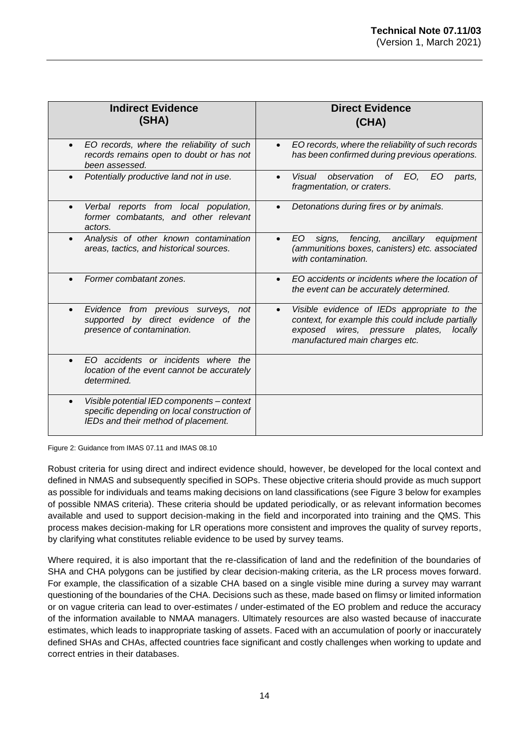| Indirect Evidence (SHA) | Direct Evidence (CHA) |
|---|---|
| *EO records, where the reliability of such records remains open to doubt or has not been assessed.* | *EO records, where the reliability of such records has been confirmed during previous operations.* |
| *Potentially productive land not in use.* | *Visual observation of EO, EO parts, fragmentation, or craters.* |
| *Verbal reports from local population, former combatants, and other relevant actors.* | *Detonations during fires or by animals.* |
| *Analysis of other known contamination areas, tactics, and historical sources.* | *EO signs, fencing, ancillary equipment (ammunitions boxes, canisters) etc. associated with contamination.* |
| *Former combatant zones.* | *EO accidents or incidents where the location of the event can be accurately determined.* |
| *Evidence from previous surveys, not supported by direct evidence of the presence of contamination.* | *Visible evidence of IEDs appropriate to the context, for example this could include partially exposed wires, pressure plates, locally manufactured main charges etc.* |
| *EO accidents or incidents where the location of the event cannot be accurately determined.* | |
| *Visible potential IED components – context specific depending on local construction of IEDs and their method of placement.* | |

Figure 2: Guidance from IMAS 07.11 and IMAS 08.10

Robust criteria for using direct and indirect evidence should, however, be developed for the local context and defined in NMAS and subsequently specified in SOPs. These objective criteria should provide as much support as possible for individuals and teams making decisions on land classifications (see Figure 3 below for examples of possible NMAS criteria). These criteria should be updated periodically, or as relevant information becomes available and used to support decision-making in the field and incorporated into training and the QMS. This process makes decision-making for LR operations more consistent and improves the quality of survey reports, by clarifying what constitutes reliable evidence to be used by survey teams.

Where required, it is also important that the re-classification of land and the redefinition of the boundaries of SHA and CHA polygons can be justified by clear decision-making criteria, as the LR process moves forward. For example, the classification of a sizable CHA based on a single visible mine during a survey may warrant questioning of the boundaries of the CHA. Decisions such as these, made based on flimsy or limited information or on vague criteria can lead to over-estimates / under-estimated of the EO problem and reduce the accuracy of the information available to NMAA managers. Ultimately resources are also wasted because of inaccurate estimates, which leads to inappropriate tasking of assets. Faced with an accumulation of poorly or inaccurately defined SHAs and CHAs, affected countries face significant and costly challenges when working to update and correct entries in their databases.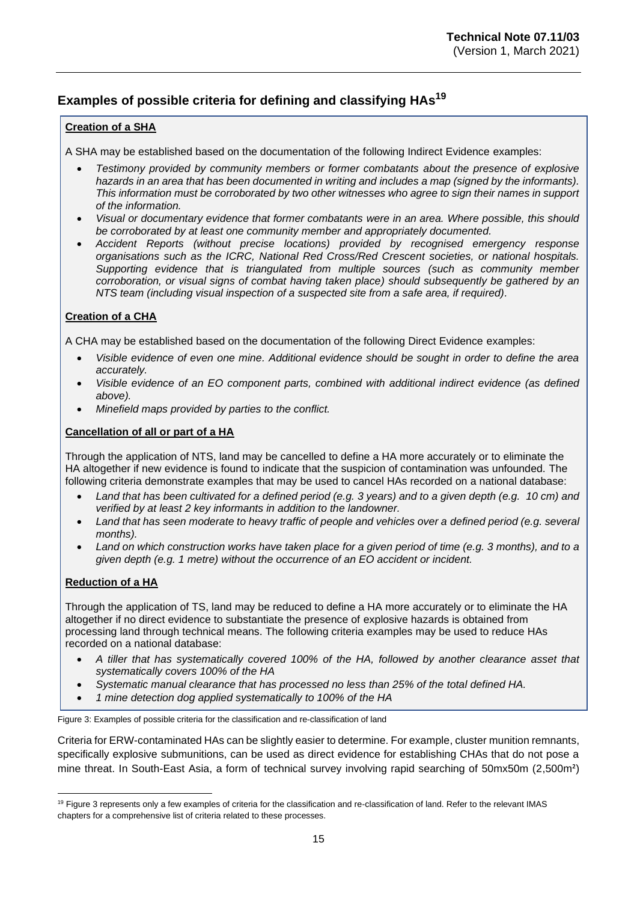## Examples of possible criteria for defining and classifying HAs[19]

**Creation of a SHA**

A SHA may be established based on the documentation of the following Indirect Evidence examples:

- *Testimony provided by community members or former combatants about the presence of explosive hazards in an area that has been documented in writing and includes a map (signed by the informants). This information must be corroborated by two other witnesses who agree to sign their names in support of the information.*
- *Visual or documentary evidence that former combatants were in an area. Where possible, this should be corroborated by at least one community member and appropriately documented.*
- *Accident Reports (without precise locations) provided by recognised emergency response organisations such as the ICRC, National Red Cross/Red Crescent societies, or national hospitals. Supporting evidence that is triangulated from multiple sources (such as community member corroboration, or visual signs of combat having taken place) should subsequently be gathered by an NTS team (including visual inspection of a suspected site from a safe area, if required).*

**Creation of a CHA**

A CHA may be established based on the documentation of the following Direct Evidence examples:

- *Visible evidence of even one mine. Additional evidence should be sought in order to define the area accurately.*
- *Visible evidence of an EO component parts, combined with additional indirect evidence (as defined above).*
- *Minefield maps provided by parties to the conflict.*

**Cancellation of all or part of a HA**

Through the application of NTS, land may be cancelled to define a HA more accurately or to eliminate the HA altogether if new evidence is found to indicate that the suspicion of contamination was unfounded. The following criteria demonstrate examples that may be used to cancel HAs recorded on a national database:

- *Land that has been cultivated for a defined period (e.g. 3 years) and to a given depth (e.g. 10 cm) and verified by at least 2 key informants in addition to the landowner.*
- *Land that has seen moderate to heavy traffic of people and vehicles over a defined period (e.g. several months).*
- *Land on which construction works have taken place for a given period of time (e.g. 3 months), and to a given depth (e.g. 1 metre) without the occurrence of an EO accident or incident.*

**Reduction of a HA**

Through the application of TS, land may be reduced to define a HA more accurately or to eliminate the HA altogether if no direct evidence to substantiate the presence of explosive hazards is obtained from processing land through technical means. The following criteria examples may be used to reduce HAs recorded on a national database:

- *A tiller that has systematically covered 100% of the HA, followed by another clearance asset that systematically covers 100% of the HA*
- *Systematic manual clearance that has processed no less than 25% of the total defined HA.*
- *1 mine detection dog applied systematically to 100% of the HA*

Figure 3: Examples of possible criteria for the classification and re-classification of land

Criteria for ERW-contaminated HAs can be slightly easier to determine. For example, cluster munition remnants, specifically explosive submunitions, can be used as direct evidence for establishing CHAs that do not pose a mine threat. In South-East Asia, a form of technical survey involving rapid searching of 50mx50m (2,500m²)

[19] Figure 3 represents only a few examples of criteria for the classification and re-classification of land. Refer to the relevant IMAS chapters for a comprehensive list of criteria related to these processes.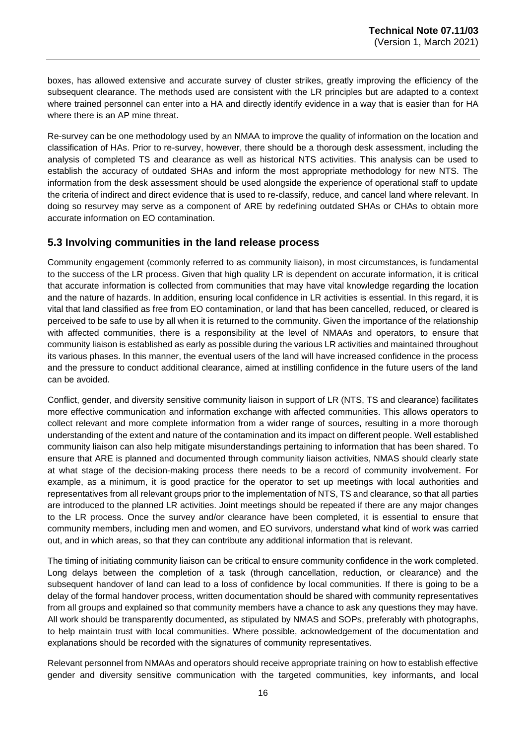boxes, has allowed extensive and accurate survey of cluster strikes, greatly improving the efficiency of the subsequent clearance. The methods used are consistent with the LR principles but are adapted to a context where trained personnel can enter into a HA and directly identify evidence in a way that is easier than for HA where there is an AP mine threat.

Re-survey can be one methodology used by an NMAA to improve the quality of information on the location and classification of HAs. Prior to re-survey, however, there should be a thorough desk assessment, including the analysis of completed TS and clearance as well as historical NTS activities. This analysis can be used to establish the accuracy of outdated SHAs and inform the most appropriate methodology for new NTS. The information from the desk assessment should be used alongside the experience of operational staff to update the criteria of indirect and direct evidence that is used to re-classify, reduce, and cancel land where relevant. In doing so resurvey may serve as a component of ARE by redefining outdated SHAs or CHAs to obtain more accurate information on EO contamination.

## 5.3 Involving communities in the land release process

Community engagement (commonly referred to as community liaison), in most circumstances, is fundamental to the success of the LR process. Given that high quality LR is dependent on accurate information, it is critical that accurate information is collected from communities that may have vital knowledge regarding the location and the nature of hazards. In addition, ensuring local confidence in LR activities is essential. In this regard, it is vital that land classified as free from EO contamination, or land that has been cancelled, reduced, or cleared is perceived to be safe to use by all when it is returned to the community. Given the importance of the relationship with affected communities, there is a responsibility at the level of NMAAs and operators, to ensure that community liaison is established as early as possible during the various LR activities and maintained throughout its various phases. In this manner, the eventual users of the land will have increased confidence in the process and the pressure to conduct additional clearance, aimed at instilling confidence in the future users of the land can be avoided.

Conflict, gender, and diversity sensitive community liaison in support of LR (NTS, TS and clearance) facilitates more effective communication and information exchange with affected communities. This allows operators to collect relevant and more complete information from a wider range of sources, resulting in a more thorough understanding of the extent and nature of the contamination and its impact on different people. Well established community liaison can also help mitigate misunderstandings pertaining to information that has been shared. To ensure that ARE is planned and documented through community liaison activities, NMAS should clearly state at what stage of the decision-making process there needs to be a record of community involvement. For example, as a minimum, it is good practice for the operator to set up meetings with local authorities and representatives from all relevant groups prior to the implementation of NTS, TS and clearance, so that all parties are introduced to the planned LR activities. Joint meetings should be repeated if there are any major changes to the LR process. Once the survey and/or clearance have been completed, it is essential to ensure that community members, including men and women, and EO survivors, understand what kind of work was carried out, and in which areas, so that they can contribute any additional information that is relevant.

The timing of initiating community liaison can be critical to ensure community confidence in the work completed. Long delays between the completion of a task (through cancellation, reduction, or clearance) and the subsequent handover of land can lead to a loss of confidence by local communities. If there is going to be a delay of the formal handover process, written documentation should be shared with community representatives from all groups and explained so that community members have a chance to ask any questions they may have. All work should be transparently documented, as stipulated by NMAS and SOPs, preferably with photographs, to help maintain trust with local communities. Where possible, acknowledgement of the documentation and explanations should be recorded with the signatures of community representatives.

Relevant personnel from NMAAs and operators should receive appropriate training on how to establish effective gender and diversity sensitive communication with the targeted communities, key informants, and local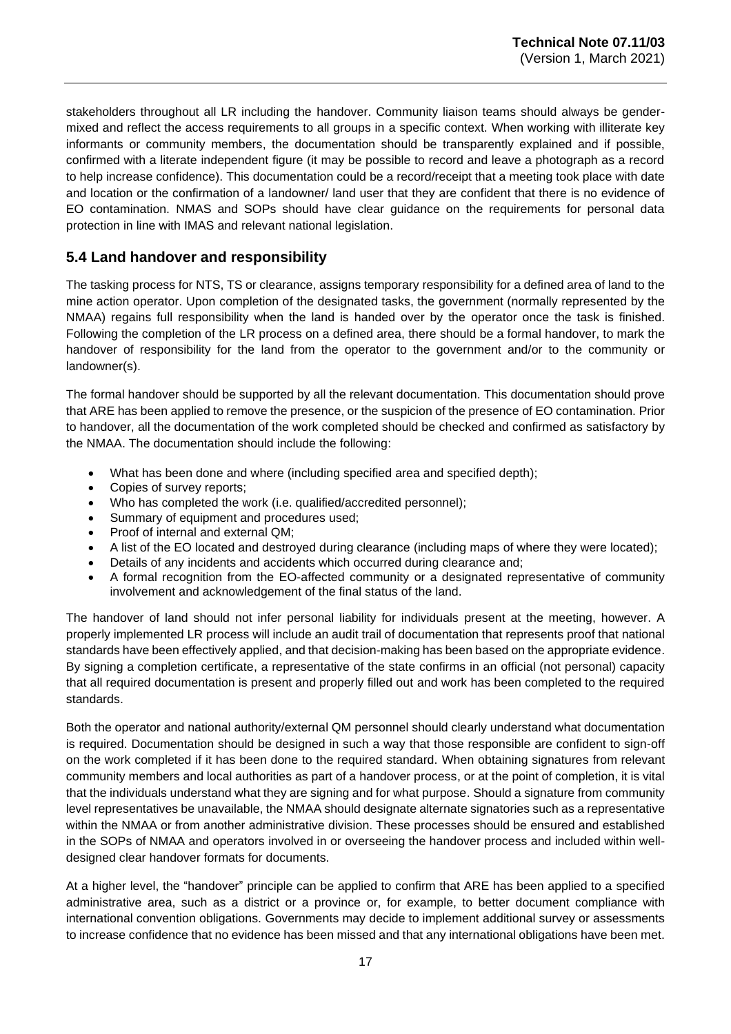stakeholders throughout all LR including the handover. Community liaison teams should always be gender-mixed and reflect the access requirements to all groups in a specific context. When working with illiterate key informants or community members, the documentation should be transparently explained and if possible, confirmed with a literate independent figure (it may be possible to record and leave a photograph as a record to help increase confidence). This documentation could be a record/receipt that a meeting took place with date and location or the confirmation of a landowner/ land user that they are confident that there is no evidence of EO contamination. NMAS and SOPs should have clear guidance on the requirements for personal data protection in line with IMAS and relevant national legislation.

## 5.4 Land handover and responsibility

The tasking process for NTS, TS or clearance, assigns temporary responsibility for a defined area of land to the mine action operator. Upon completion of the designated tasks, the government (normally represented by the NMAA) regains full responsibility when the land is handed over by the operator once the task is finished. Following the completion of the LR process on a defined area, there should be a formal handover, to mark the handover of responsibility for the land from the operator to the government and/or to the community or landowner(s).

The formal handover should be supported by all the relevant documentation. This documentation should prove that ARE has been applied to remove the presence, or the suspicion of the presence of EO contamination. Prior to handover, all the documentation of the work completed should be checked and confirmed as satisfactory by the NMAA. The documentation should include the following:

- What has been done and where (including specified area and specified depth);
- Copies of survey reports;
- Who has completed the work (i.e. qualified/accredited personnel);
- Summary of equipment and procedures used;
- Proof of internal and external QM;
- A list of the EO located and destroyed during clearance (including maps of where they were located);
- Details of any incidents and accidents which occurred during clearance and;
- A formal recognition from the EO-affected community or a designated representative of community involvement and acknowledgement of the final status of the land.

The handover of land should not infer personal liability for individuals present at the meeting, however. A properly implemented LR process will include an audit trail of documentation that represents proof that national standards have been effectively applied, and that decision-making has been based on the appropriate evidence. By signing a completion certificate, a representative of the state confirms in an official (not personal) capacity that all required documentation is present and properly filled out and work has been completed to the required standards.

Both the operator and national authority/external QM personnel should clearly understand what documentation is required. Documentation should be designed in such a way that those responsible are confident to sign-off on the work completed if it has been done to the required standard. When obtaining signatures from relevant community members and local authorities as part of a handover process, or at the point of completion, it is vital that the individuals understand what they are signing and for what purpose. Should a signature from community level representatives be unavailable, the NMAA should designate alternate signatories such as a representative within the NMAA or from another administrative division. These processes should be ensured and established in the SOPs of NMAA and operators involved in or overseeing the handover process and included within well-designed clear handover formats for documents.

At a higher level, the "handover" principle can be applied to confirm that ARE has been applied to a specified administrative area, such as a district or a province or, for example, to better document compliance with international convention obligations. Governments may decide to implement additional survey or assessments to increase confidence that no evidence has been missed and that any international obligations have been met.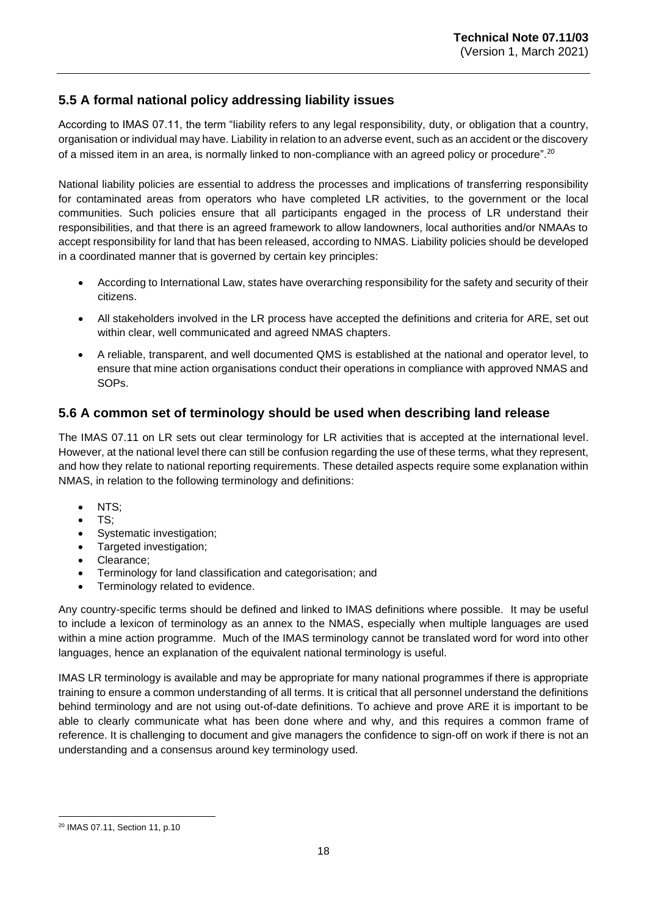## 5.5 A formal national policy addressing liability issues

According to IMAS 07.11, the term "liability refers to any legal responsibility, duty, or obligation that a country, organisation or individual may have. Liability in relation to an adverse event, such as an accident or the discovery of a missed item in an area, is normally linked to non-compliance with an agreed policy or procedure".[20]

National liability policies are essential to address the processes and implications of transferring responsibility for contaminated areas from operators who have completed LR activities, to the government or the local communities. Such policies ensure that all participants engaged in the process of LR understand their responsibilities, and that there is an agreed framework to allow landowners, local authorities and/or NMAAs to accept responsibility for land that has been released, according to NMAS. Liability policies should be developed in a coordinated manner that is governed by certain key principles:

- According to International Law, states have overarching responsibility for the safety and security of their citizens.
- All stakeholders involved in the LR process have accepted the definitions and criteria for ARE, set out within clear, well communicated and agreed NMAS chapters.
- A reliable, transparent, and well documented QMS is established at the national and operator level, to ensure that mine action organisations conduct their operations in compliance with approved NMAS and SOPs.

## 5.6 A common set of terminology should be used when describing land release

The IMAS 07.11 on LR sets out clear terminology for LR activities that is accepted at the international level. However, at the national level there can still be confusion regarding the use of these terms, what they represent, and how they relate to national reporting requirements. These detailed aspects require some explanation within NMAS, in relation to the following terminology and definitions:

- NTS;
- TS;
- Systematic investigation;
- Targeted investigation;
- Clearance;
- Terminology for land classification and categorisation; and
- Terminology related to evidence.

Any country-specific terms should be defined and linked to IMAS definitions where possible. It may be useful to include a lexicon of terminology as an annex to the NMAS, especially when multiple languages are used within a mine action programme. Much of the IMAS terminology cannot be translated word for word into other languages, hence an explanation of the equivalent national terminology is useful.

IMAS LR terminology is available and may be appropriate for many national programmes if there is appropriate training to ensure a common understanding of all terms. It is critical that all personnel understand the definitions behind terminology and are not using out-of-date definitions. To achieve and prove ARE it is important to be able to clearly communicate what has been done where and why, and this requires a common frame of reference. It is challenging to document and give managers the confidence to sign-off on work if there is not an understanding and a consensus around key terminology used.

[20] IMAS 07.11, Section 11, p.10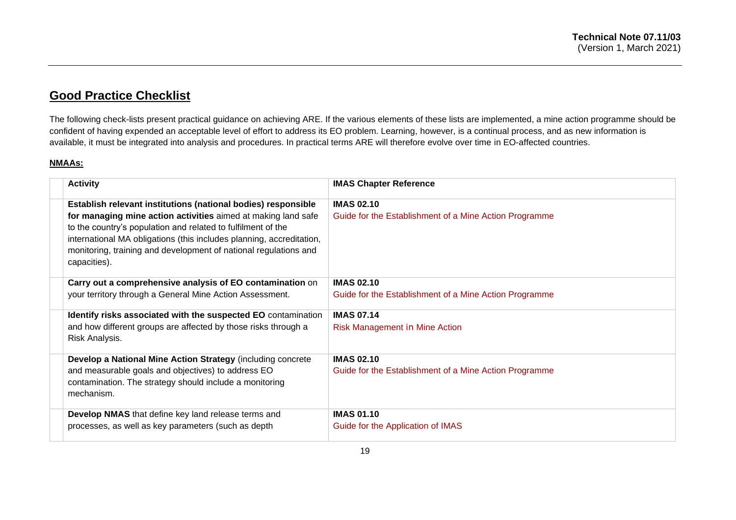## **Good Practice Checklist**

The following check-lists present practical guidance on achieving ARE. If the various elements of these lists are implemented, a mine action programme should be confident of having expended an acceptable level of effort to address its EO problem. Learning, however, is a continual process, and as new information is available, it must be integrated into analysis and procedures. In practical terms ARE will therefore evolve over time in EO-affected countries.

**NMAAs:**

| | Activity | IMAS Chapter Reference |
|---|---|---|
| | **Establish relevant institutions (national bodies) responsible for managing mine action activities** aimed at making land safe to the country's population and related to fulfilment of the international MA obligations (this includes planning, accreditation, monitoring, training and development of national regulations and capacities). | **IMAS 02.10** Guide for the Establishment of a Mine Action Programme |
| | **Carry out a comprehensive analysis of EO contamination** on your territory through a General Mine Action Assessment. | **IMAS 02.10** Guide for the Establishment of a Mine Action Programme |
| | **Identify risks associated with the suspected EO** contamination and how different groups are affected by those risks through a Risk Analysis. | **IMAS 07.14** Risk Management in Mine Action |
| | **Develop a National Mine Action Strategy** (including concrete and measurable goals and objectives) to address EO contamination. The strategy should include a monitoring mechanism. | **IMAS 02.10** Guide for the Establishment of a Mine Action Programme |
| | **Develop NMAS** that define key land release terms and processes, as well as key parameters (such as depth | **IMAS 01.10** Guide for the Application of IMAS |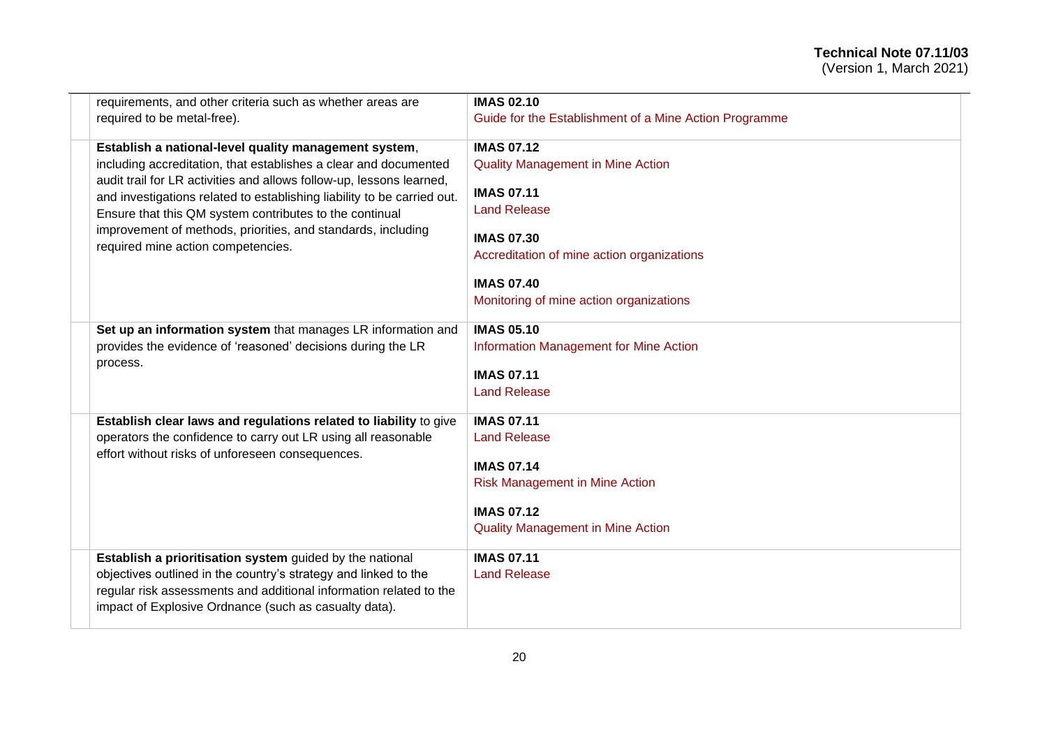| | | |
|---|---|---|
| | requirements, and other criteria such as whether areas are required to be metal-free). | **IMAS 02.10**<br>Guide for the Establishment of a Mine Action Programme |
| | **Establish a national-level quality management system**, including accreditation, that establishes a clear and documented audit trail for LR activities and allows follow-up, lessons learned, and investigations related to establishing liability to be carried out. Ensure that this QM system contributes to the continual improvement of methods, priorities, and standards, including required mine action competencies. | **IMAS 07.12**<br>Quality Management in Mine Action<br><br>**IMAS 07.11**<br>Land Release<br><br>**IMAS 07.30**<br>Accreditation of mine action organizations<br><br>**IMAS 07.40**<br>Monitoring of mine action organizations |
| | **Set up an information system** that manages LR information and provides the evidence of 'reasoned' decisions during the LR process. | **IMAS 05.10**<br>Information Management for Mine Action<br><br>**IMAS 07.11**<br>Land Release |
| | **Establish clear laws and regulations related to liability** to give operators the confidence to carry out LR using all reasonable effort without risks of unforeseen consequences. | **IMAS 07.11**<br>Land Release<br><br>**IMAS 07.14**<br>Risk Management in Mine Action<br><br>**IMAS 07.12**<br>Quality Management in Mine Action |
| | **Establish a prioritisation system** guided by the national objectives outlined in the country's strategy and linked to the regular risk assessments and additional information related to the impact of Explosive Ordnance (such as casualty data). | **IMAS 07.11**<br>Land Release |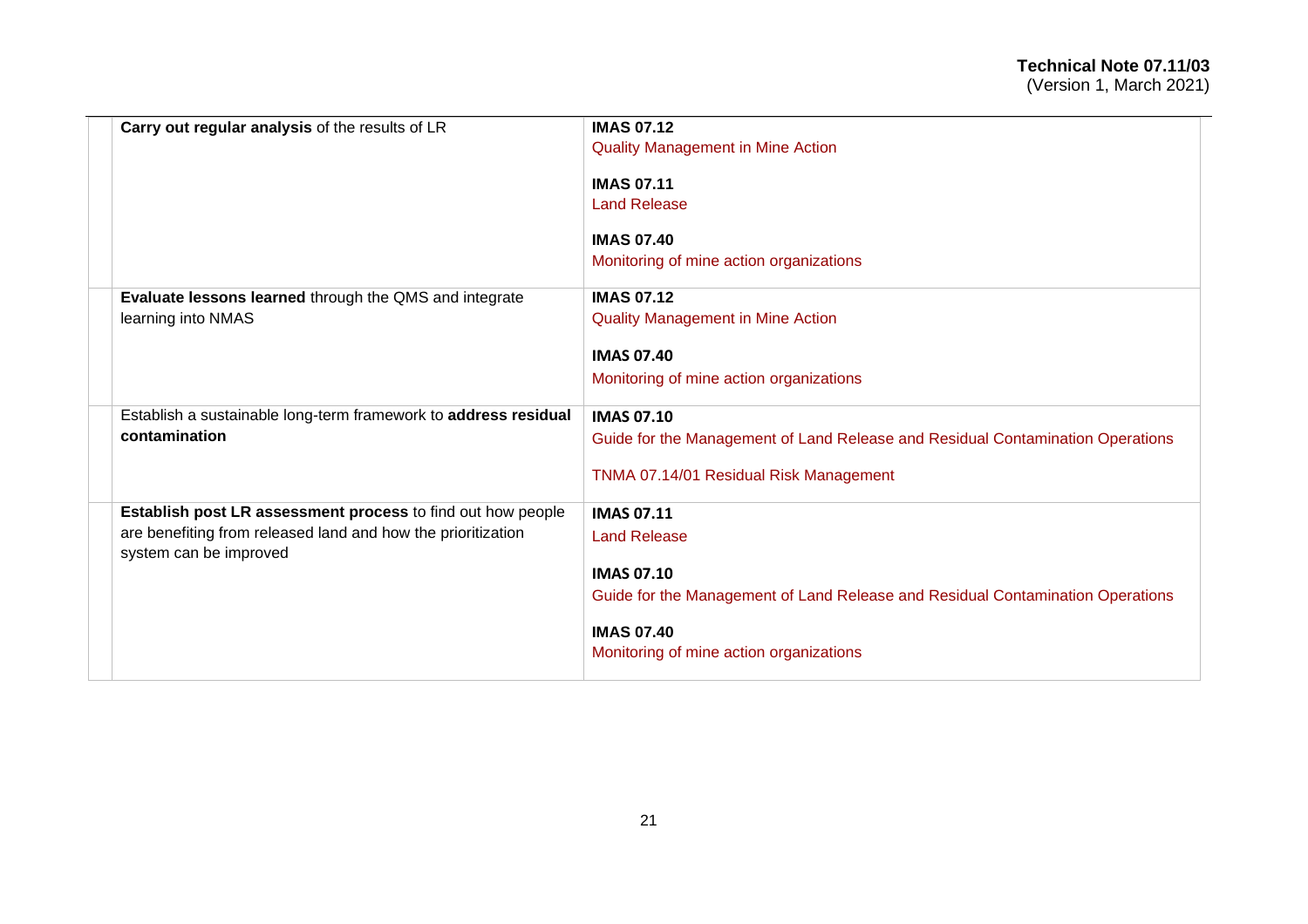| | | |
|---|---|---|
| | **Carry out regular analysis** of the results of LR | **IMAS 07.12**<br>Quality Management in Mine Action<br><br>**IMAS 07.11**<br>Land Release<br><br>**IMAS 07.40**<br>Monitoring of mine action organizations |
| | **Evaluate lessons learned** through the QMS and integrate learning into NMAS | **IMAS 07.12**<br>Quality Management in Mine Action<br><br>**IMAS 07.40**<br>Monitoring of mine action organizations |
| | Establish a sustainable long-term framework to **address residual contamination** | **IMAS 07.10**<br>Guide for the Management of Land Release and Residual Contamination Operations<br><br>TNMA 07.14/01 Residual Risk Management |
| | **Establish post LR assessment process** to find out how people are benefiting from released land and how the prioritization system can be improved | **IMAS 07.11**<br>Land Release<br><br>**IMAS 07.10**<br>Guide for the Management of Land Release and Residual Contamination Operations<br><br>**IMAS 07.40**<br>Monitoring of mine action organizations |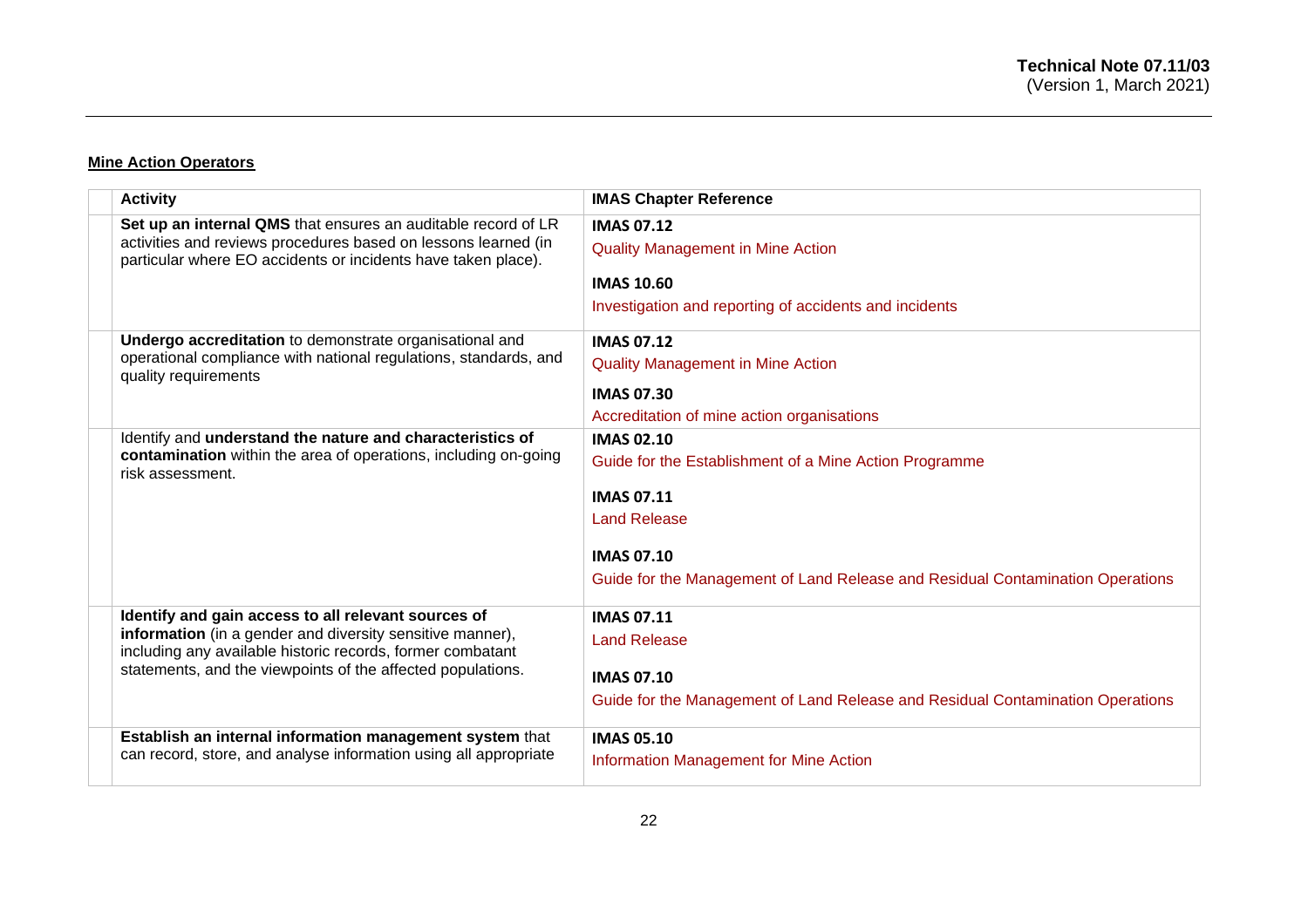**Mine Action Operators**

| Activity | IMAS Chapter Reference |
|---|---|
| **Set up an internal QMS** that ensures an auditable record of LR activities and reviews procedures based on lessons learned (in particular where EO accidents or incidents have taken place). | **IMAS 07.12**<br>Quality Management in Mine Action<br>**IMAS 10.60**<br>Investigation and reporting of accidents and incidents |
| **Undergo accreditation** to demonstrate organisational and operational compliance with national regulations, standards, and quality requirements | **IMAS 07.12**<br>Quality Management in Mine Action<br>**IMAS 07.30**<br>Accreditation of mine action organisations |
| Identify and **understand the nature and characteristics of contamination** within the area of operations, including on-going risk assessment. | **IMAS 02.10**<br>Guide for the Establishment of a Mine Action Programme<br>**IMAS 07.11**<br>Land Release<br>**IMAS 07.10**<br>Guide for the Management of Land Release and Residual Contamination Operations |
| **Identify and gain access to all relevant sources of information** (in a gender and diversity sensitive manner), including any available historic records, former combatant statements, and the viewpoints of the affected populations. | **IMAS 07.11**<br>Land Release<br>**IMAS 07.10**<br>Guide for the Management of Land Release and Residual Contamination Operations |
| **Establish an internal information management system** that can record, store, and analyse information using all appropriate | **IMAS 05.10**<br>Information Management for Mine Action |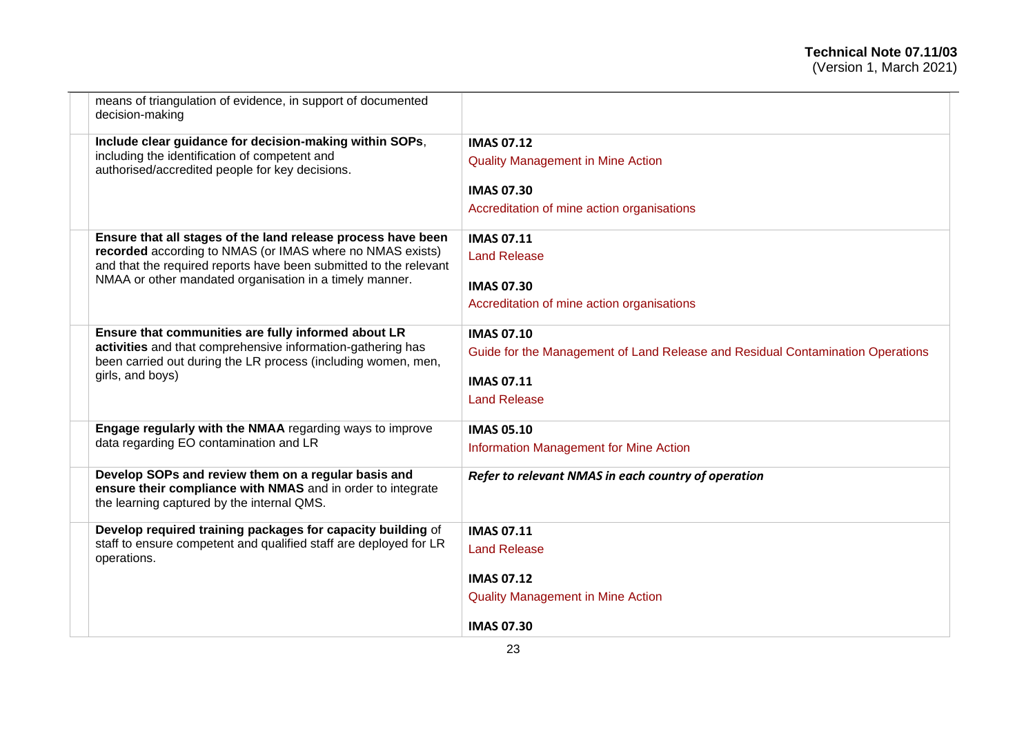| | | |
|---|---|---|
| | means of triangulation of evidence, in support of documented decision-making | |
| | **Include clear guidance for decision-making within SOPs**, including the identification of competent and authorised/accredited people for key decisions. | **IMAS 07.12**<br>Quality Management in Mine Action<br><br>**IMAS 07.30**<br>Accreditation of mine action organisations |
| | **Ensure that all stages of the land release process have been recorded** according to NMAS (or IMAS where no NMAS exists) and that the required reports have been submitted to the relevant NMAA or other mandated organisation in a timely manner. | **IMAS 07.11**<br>Land Release<br><br>**IMAS 07.30**<br>Accreditation of mine action organisations |
| | **Ensure that communities are fully informed about LR activities** and that comprehensive information-gathering has been carried out during the LR process (including women, men, girls, and boys) | **IMAS 07.10**<br>Guide for the Management of Land Release and Residual Contamination Operations<br><br>**IMAS 07.11**<br>Land Release |
| | **Engage regularly with the NMAA** regarding ways to improve data regarding EO contamination and LR | **IMAS 05.10**<br>Information Management for Mine Action |
| | **Develop SOPs and review them on a regular basis and ensure their compliance with NMAS** and in order to integrate the learning captured by the internal QMS. | ***Refer to relevant NMAS in each country of operation*** |
| | **Develop required training packages for capacity building** of staff to ensure competent and qualified staff are deployed for LR operations. | **IMAS 07.11**<br>Land Release<br><br>**IMAS 07.12**<br>Quality Management in Mine Action<br><br>**IMAS 07.30** |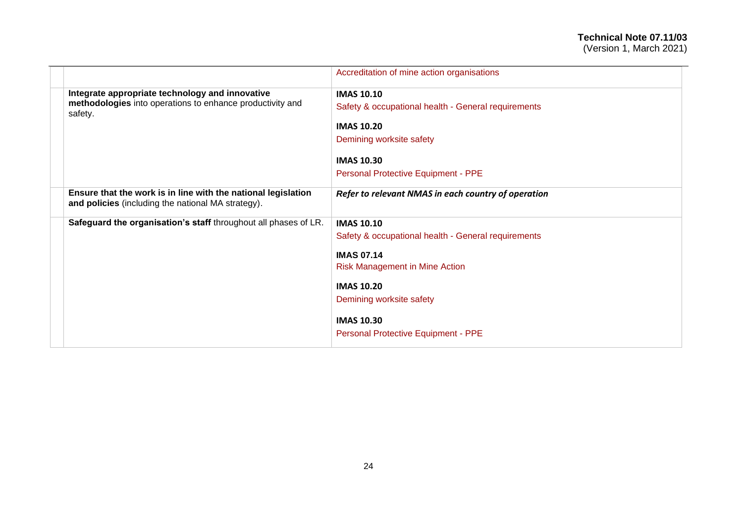| | | |
|---|---|---|
| | | Accreditation of mine action organisations |
| | **Integrate appropriate technology and innovative methodologies** into operations to enhance productivity and safety. | **IMAS 10.10**<br>Safety & occupational health - General requirements<br><br>**IMAS 10.20**<br>Demining worksite safety<br><br>**IMAS 10.30**<br>Personal Protective Equipment - PPE |
| | **Ensure that the work is in line with the national legislation and policies** (including the national MA strategy). | ***Refer to relevant NMAS in each country of operation*** |
| | **Safeguard the organisation's staff** throughout all phases of LR. | **IMAS 10.10**<br>Safety & occupational health - General requirements<br><br>**IMAS 07.14**<br>Risk Management in Mine Action<br><br>**IMAS 10.20**<br>Demining worksite safety<br><br>**IMAS 10.30**<br>Personal Protective Equipment - PPE |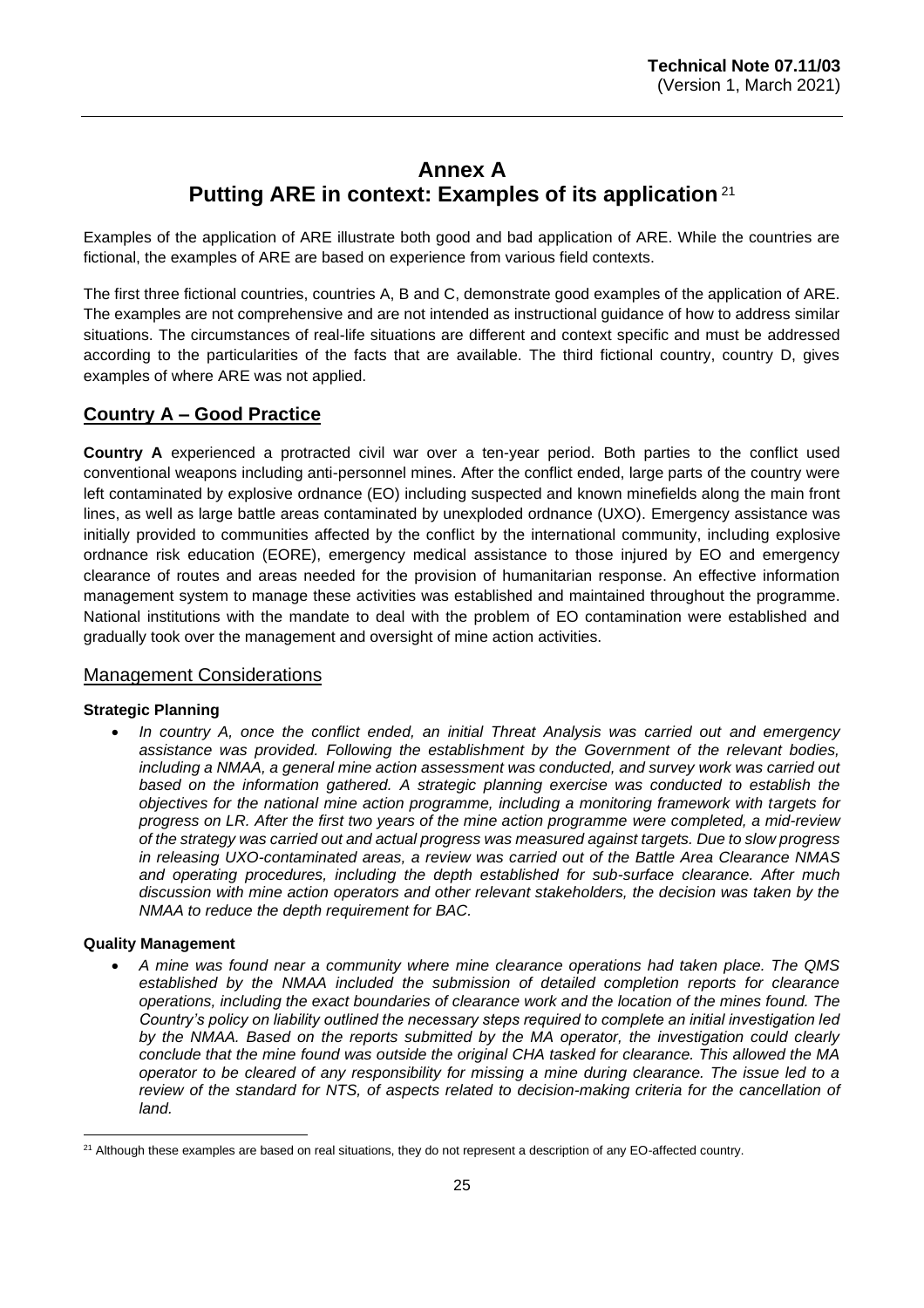# Annex A
## Putting ARE in context: Examples of its application [21]

Examples of the application of ARE illustrate both good and bad application of ARE. While the countries are fictional, the examples of ARE are based on experience from various field contexts.

The first three fictional countries, countries A, B and C, demonstrate good examples of the application of ARE. The examples are not comprehensive and are not intended as instructional guidance of how to address similar situations. The circumstances of real-life situations are different and context specific and must be addressed according to the particularities of the facts that are available. The third fictional country, country D, gives examples of where ARE was not applied.

## Country A – Good Practice

**Country A** experienced a protracted civil war over a ten-year period. Both parties to the conflict used conventional weapons including anti-personnel mines. After the conflict ended, large parts of the country were left contaminated by explosive ordnance (EO) including suspected and known minefields along the main front lines, as well as large battle areas contaminated by unexploded ordnance (UXO). Emergency assistance was initially provided to communities affected by the conflict by the international community, including explosive ordnance risk education (EORE), emergency medical assistance to those injured by EO and emergency clearance of routes and areas needed for the provision of humanitarian response. An effective information management system to manage these activities was established and maintained throughout the programme. National institutions with the mandate to deal with the problem of EO contamination were established and gradually took over the management and oversight of mine action activities.

### Management Considerations

**Strategic Planning**

- *In country A, once the conflict ended, an initial Threat Analysis was carried out and emergency assistance was provided. Following the establishment by the Government of the relevant bodies, including a NMAA, a general mine action assessment was conducted, and survey work was carried out based on the information gathered. A strategic planning exercise was conducted to establish the objectives for the national mine action programme, including a monitoring framework with targets for progress on LR. After the first two years of the mine action programme were completed, a mid-review of the strategy was carried out and actual progress was measured against targets. Due to slow progress in releasing UXO-contaminated areas, a review was carried out of the Battle Area Clearance NMAS and operating procedures, including the depth established for sub-surface clearance. After much discussion with mine action operators and other relevant stakeholders, the decision was taken by the NMAA to reduce the depth requirement for BAC.*

**Quality Management**

- *A mine was found near a community where mine clearance operations had taken place. The QMS established by the NMAA included the submission of detailed completion reports for clearance operations, including the exact boundaries of clearance work and the location of the mines found. The Country's policy on liability outlined the necessary steps required to complete an initial investigation led by the NMAA. Based on the reports submitted by the MA operator, the investigation could clearly conclude that the mine found was outside the original CHA tasked for clearance. This allowed the MA operator to be cleared of any responsibility for missing a mine during clearance. The issue led to a review of the standard for NTS, of aspects related to decision-making criteria for the cancellation of land.*

[21] Although these examples are based on real situations, they do not represent a description of any EO-affected country.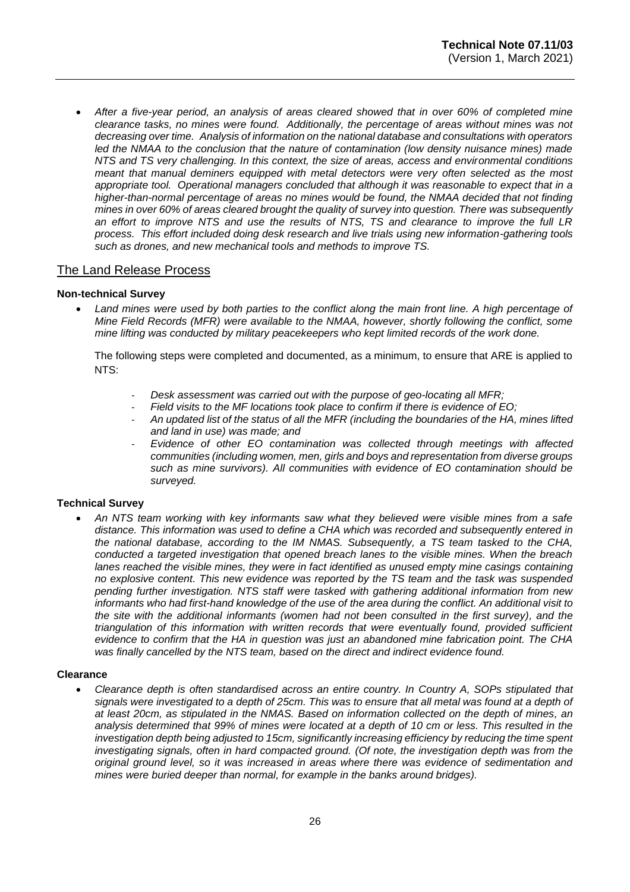- *After a five-year period, an analysis of areas cleared showed that in over 60% of completed mine clearance tasks, no mines were found. Additionally, the percentage of areas without mines was not decreasing over time. Analysis of information on the national database and consultations with operators led the NMAA to the conclusion that the nature of contamination (low density nuisance mines) made NTS and TS very challenging. In this context, the size of areas, access and environmental conditions meant that manual deminers equipped with metal detectors were very often selected as the most appropriate tool. Operational managers concluded that although it was reasonable to expect that in a higher-than-normal percentage of areas no mines would be found, the NMAA decided that not finding mines in over 60% of areas cleared brought the quality of survey into question. There was subsequently an effort to improve NTS and use the results of NTS, TS and clearance to improve the full LR process. This effort included doing desk research and live trials using new information-gathering tools such as drones, and new mechanical tools and methods to improve TS.*

## The Land Release Process

**Non-technical Survey**

- *Land mines were used by both parties to the conflict along the main front line. A high percentage of Mine Field Records (MFR) were available to the NMAA, however, shortly following the conflict, some mine lifting was conducted by military peacekeepers who kept limited records of the work done.*

  The following steps were completed and documented, as a minimum, to ensure that ARE is applied to NTS:

  - *Desk assessment was carried out with the purpose of geo-locating all MFR;*
  - *Field visits to the MF locations took place to confirm if there is evidence of EO;*
  - *An updated list of the status of all the MFR (including the boundaries of the HA, mines lifted and land in use) was made; and*
  - *Evidence of other EO contamination was collected through meetings with affected communities (including women, men, girls and boys and representation from diverse groups such as mine survivors). All communities with evidence of EO contamination should be surveyed.*

**Technical Survey**

- *An NTS team working with key informants saw what they believed were visible mines from a safe distance. This information was used to define a CHA which was recorded and subsequently entered in the national database, according to the IM NMAS. Subsequently, a TS team tasked to the CHA, conducted a targeted investigation that opened breach lanes to the visible mines. When the breach lanes reached the visible mines, they were in fact identified as unused empty mine casings containing no explosive content. This new evidence was reported by the TS team and the task was suspended pending further investigation. NTS staff were tasked with gathering additional information from new informants who had first-hand knowledge of the use of the area during the conflict. An additional visit to the site with the additional informants (women had not been consulted in the first survey), and the triangulation of this information with written records that were eventually found, provided sufficient evidence to confirm that the HA in question was just an abandoned mine fabrication point. The CHA was finally cancelled by the NTS team, based on the direct and indirect evidence found.*

**Clearance**

- *Clearance depth is often standardised across an entire country. In Country A, SOPs stipulated that signals were investigated to a depth of 25cm. This was to ensure that all metal was found at a depth of at least 20cm, as stipulated in the NMAS. Based on information collected on the depth of mines, an analysis determined that 99% of mines were located at a depth of 10 cm or less. This resulted in the investigation depth being adjusted to 15cm, significantly increasing efficiency by reducing the time spent investigating signals, often in hard compacted ground. (Of note, the investigation depth was from the original ground level, so it was increased in areas where there was evidence of sedimentation and mines were buried deeper than normal, for example in the banks around bridges).*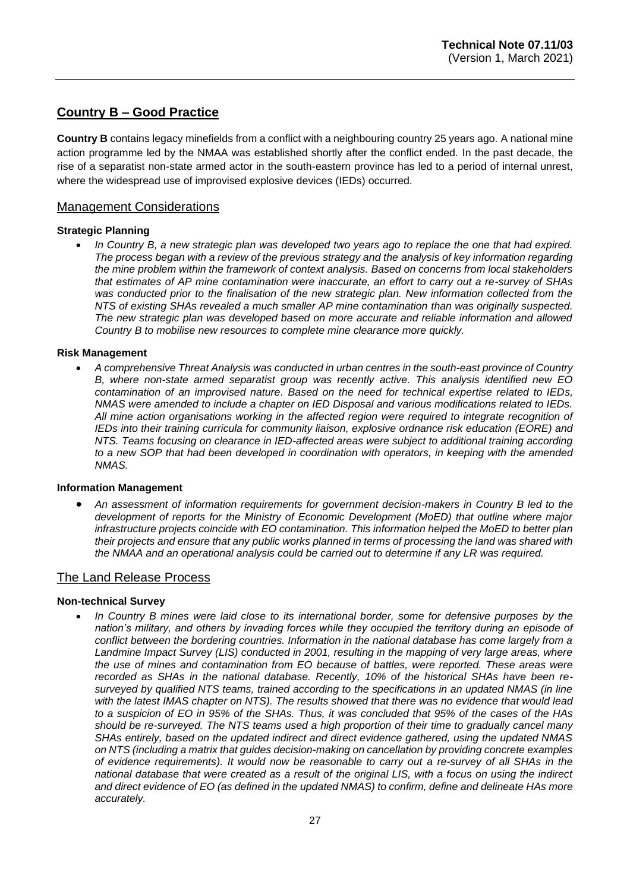## Country B – Good Practice

**Country B** contains legacy minefields from a conflict with a neighbouring country 25 years ago. A national mine action programme led by the NMAA was established shortly after the conflict ended. In the past decade, the rise of a separatist non-state armed actor in the south-eastern province has led to a period of internal unrest, where the widespread use of improvised explosive devices (IEDs) occurred.

### Management Considerations

**Strategic Planning**

- *In Country B, a new strategic plan was developed two years ago to replace the one that had expired. The process began with a review of the previous strategy and the analysis of key information regarding the mine problem within the framework of context analysis. Based on concerns from local stakeholders that estimates of AP mine contamination were inaccurate, an effort to carry out a re-survey of SHAs was conducted prior to the finalisation of the new strategic plan. New information collected from the NTS of existing SHAs revealed a much smaller AP mine contamination than was originally suspected. The new strategic plan was developed based on more accurate and reliable information and allowed Country B to mobilise new resources to complete mine clearance more quickly.*

**Risk Management**

- *A comprehensive Threat Analysis was conducted in urban centres in the south-east province of Country B, where non-state armed separatist group was recently active. This analysis identified new EO contamination of an improvised nature. Based on the need for technical expertise related to IEDs, NMAS were amended to include a chapter on IED Disposal and various modifications related to IEDs. All mine action organisations working in the affected region were required to integrate recognition of IEDs into their training curricula for community liaison, explosive ordnance risk education (EORE) and NTS. Teams focusing on clearance in IED-affected areas were subject to additional training according to a new SOP that had been developed in coordination with operators, in keeping with the amended NMAS.*

**Information Management**

- *An assessment of information requirements for government decision-makers in Country B led to the development of reports for the Ministry of Economic Development (MoED) that outline where major infrastructure projects coincide with EO contamination. This information helped the MoED to better plan their projects and ensure that any public works planned in terms of processing the land was shared with the NMAA and an operational analysis could be carried out to determine if any LR was required.*

### The Land Release Process

**Non-technical Survey**

- *In Country B mines were laid close to its international border, some for defensive purposes by the nation's military, and others by invading forces while they occupied the territory during an episode of conflict between the bordering countries. Information in the national database has come largely from a Landmine Impact Survey (LIS) conducted in 2001, resulting in the mapping of very large areas, where the use of mines and contamination from EO because of battles, were reported. These areas were recorded as SHAs in the national database. Recently, 10% of the historical SHAs have been re-surveyed by qualified NTS teams, trained according to the specifications in an updated NMAS (in line with the latest IMAS chapter on NTS). The results showed that there was no evidence that would lead to a suspicion of EO in 95% of the SHAs. Thus, it was concluded that 95% of the cases of the HAs should be re-surveyed. The NTS teams used a high proportion of their time to gradually cancel many SHAs entirely, based on the updated indirect and direct evidence gathered, using the updated NMAS on NTS (including a matrix that guides decision-making on cancellation by providing concrete examples of evidence requirements). It would now be reasonable to carry out a re-survey of all SHAs in the national database that were created as a result of the original LIS, with a focus on using the indirect and direct evidence of EO (as defined in the updated NMAS) to confirm, define and delineate HAs more accurately.*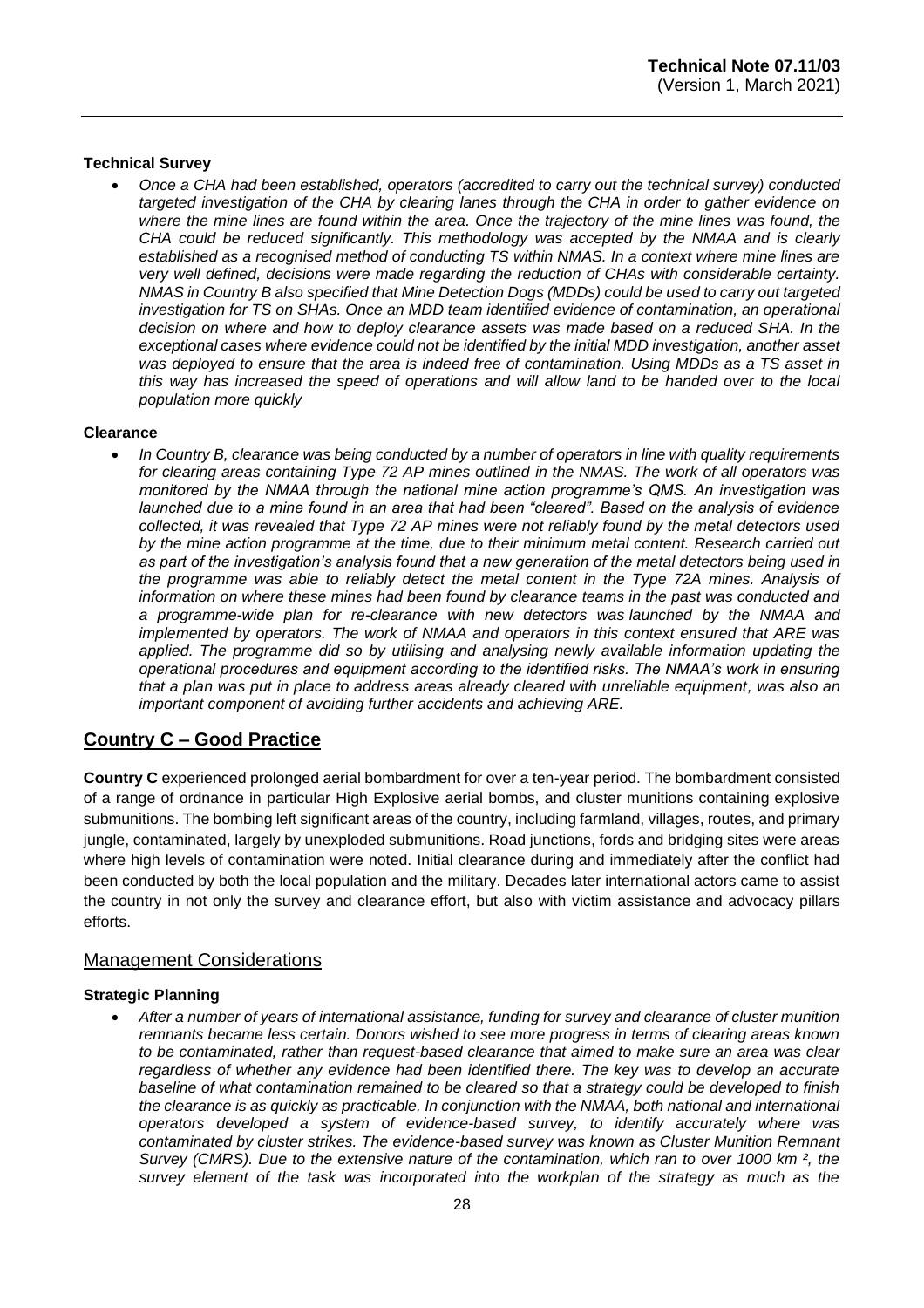**Technical Survey**

- *Once a CHA had been established, operators (accredited to carry out the technical survey) conducted targeted investigation of the CHA by clearing lanes through the CHA in order to gather evidence on where the mine lines are found within the area. Once the trajectory of the mine lines was found, the CHA could be reduced significantly. This methodology was accepted by the NMAA and is clearly established as a recognised method of conducting TS within NMAS. In a context where mine lines are very well defined, decisions were made regarding the reduction of CHAs with considerable certainty. NMAS in Country B also specified that Mine Detection Dogs (MDDs) could be used to carry out targeted investigation for TS on SHAs. Once an MDD team identified evidence of contamination, an operational decision on where and how to deploy clearance assets was made based on a reduced SHA. In the exceptional cases where evidence could not be identified by the initial MDD investigation, another asset was deployed to ensure that the area is indeed free of contamination. Using MDDs as a TS asset in this way has increased the speed of operations and will allow land to be handed over to the local population more quickly*

**Clearance**

- *In Country B, clearance was being conducted by a number of operators in line with quality requirements for clearing areas containing Type 72 AP mines outlined in the NMAS. The work of all operators was monitored by the NMAA through the national mine action programme's QMS. An investigation was launched due to a mine found in an area that had been "cleared". Based on the analysis of evidence collected, it was revealed that Type 72 AP mines were not reliably found by the metal detectors used by the mine action programme at the time, due to their minimum metal content. Research carried out as part of the investigation's analysis found that a new generation of the metal detectors being used in the programme was able to reliably detect the metal content in the Type 72A mines. Analysis of information on where these mines had been found by clearance teams in the past was conducted and a programme-wide plan for re-clearance with new detectors was launched by the NMAA and implemented by operators. The work of NMAA and operators in this context ensured that ARE was applied. The programme did so by utilising and analysing newly available information updating the operational procedures and equipment according to the identified risks. The NMAA's work in ensuring that a plan was put in place to address areas already cleared with unreliable equipment, was also an important component of avoiding further accidents and achieving ARE.*

## Country C – Good Practice

**Country C** experienced prolonged aerial bombardment for over a ten-year period. The bombardment consisted of a range of ordnance in particular High Explosive aerial bombs, and cluster munitions containing explosive submunitions. The bombing left significant areas of the country, including farmland, villages, routes, and primary jungle, contaminated, largely by unexploded submunitions. Road junctions, fords and bridging sites were areas where high levels of contamination were noted. Initial clearance during and immediately after the conflict had been conducted by both the local population and the military. Decades later international actors came to assist the country in not only the survey and clearance effort, but also with victim assistance and advocacy pillars efforts.

### Management Considerations

**Strategic Planning**

- *After a number of years of international assistance, funding for survey and clearance of cluster munition remnants became less certain. Donors wished to see more progress in terms of clearing areas known to be contaminated, rather than request-based clearance that aimed to make sure an area was clear regardless of whether any evidence had been identified there. The key was to develop an accurate baseline of what contamination remained to be cleared so that a strategy could be developed to finish the clearance is as quickly as practicable. In conjunction with the NMAA, both national and international operators developed a system of evidence-based survey, to identify accurately where was contaminated by cluster strikes. The evidence-based survey was known as Cluster Munition Remnant Survey (CMRS). Due to the extensive nature of the contamination, which ran to over 1000 km $^2$, the survey element of the task was incorporated into the workplan of the strategy as much as the*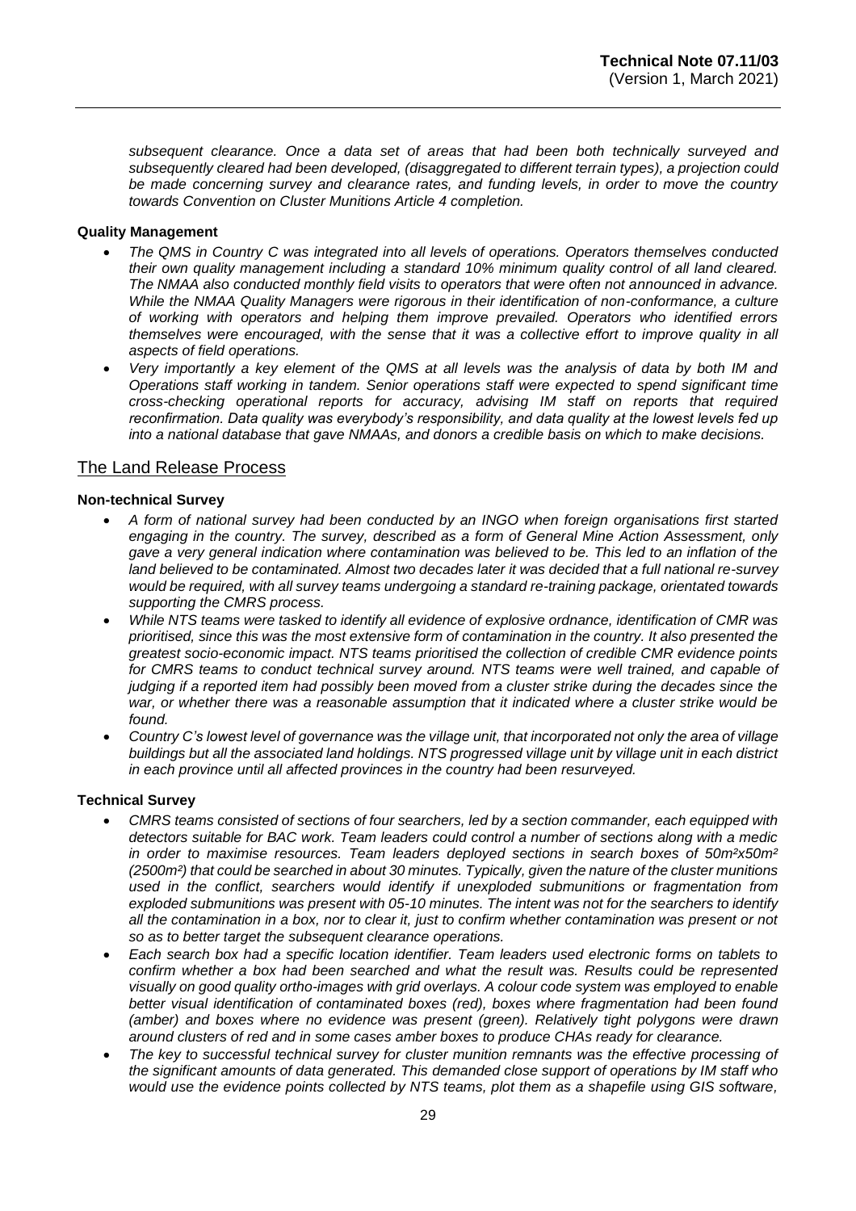*subsequent clearance. Once a data set of areas that had been both technically surveyed and subsequently cleared had been developed, (disaggregated to different terrain types), a projection could be made concerning survey and clearance rates, and funding levels, in order to move the country towards Convention on Cluster Munitions Article 4 completion.*

**Quality Management**

- *The QMS in Country C was integrated into all levels of operations. Operators themselves conducted their own quality management including a standard 10% minimum quality control of all land cleared. The NMAA also conducted monthly field visits to operators that were often not announced in advance. While the NMAA Quality Managers were rigorous in their identification of non-conformance, a culture of working with operators and helping them improve prevailed. Operators who identified errors themselves were encouraged, with the sense that it was a collective effort to improve quality in all aspects of field operations.*
- *Very importantly a key element of the QMS at all levels was the analysis of data by both IM and Operations staff working in tandem. Senior operations staff were expected to spend significant time cross-checking operational reports for accuracy, advising IM staff on reports that required reconfirmation. Data quality was everybody's responsibility, and data quality at the lowest levels fed up into a national database that gave NMAAs, and donors a credible basis on which to make decisions.*

## The Land Release Process

**Non-technical Survey**

- *A form of national survey had been conducted by an INGO when foreign organisations first started engaging in the country. The survey, described as a form of General Mine Action Assessment, only gave a very general indication where contamination was believed to be. This led to an inflation of the land believed to be contaminated. Almost two decades later it was decided that a full national re-survey would be required, with all survey teams undergoing a standard re-training package, orientated towards supporting the CMRS process.*
- *While NTS teams were tasked to identify all evidence of explosive ordnance, identification of CMR was prioritised, since this was the most extensive form of contamination in the country. It also presented the greatest socio-economic impact. NTS teams prioritised the collection of credible CMR evidence points for CMRS teams to conduct technical survey around. NTS teams were well trained, and capable of judging if a reported item had possibly been moved from a cluster strike during the decades since the war, or whether there was a reasonable assumption that it indicated where a cluster strike would be found.*
- *Country C's lowest level of governance was the village unit, that incorporated not only the area of village buildings but all the associated land holdings. NTS progressed village unit by village unit in each district in each province until all affected provinces in the country had been resurveyed.*

**Technical Survey**

- *CMRS teams consisted of sections of four searchers, led by a section commander, each equipped with detectors suitable for BAC work. Team leaders could control a number of sections along with a medic in order to maximise resources. Team leaders deployed sections in search boxes of 50m²x50m² (2500m²) that could be searched in about 30 minutes. Typically, given the nature of the cluster munitions used in the conflict, searchers would identify if unexploded submunitions or fragmentation from exploded submunitions was present with 05-10 minutes. The intent was not for the searchers to identify all the contamination in a box, nor to clear it, just to confirm whether contamination was present or not so as to better target the subsequent clearance operations.*
- *Each search box had a specific location identifier. Team leaders used electronic forms on tablets to confirm whether a box had been searched and what the result was. Results could be represented visually on good quality ortho-images with grid overlays. A colour code system was employed to enable better visual identification of contaminated boxes (red), boxes where fragmentation had been found (amber) and boxes where no evidence was present (green). Relatively tight polygons were drawn around clusters of red and in some cases amber boxes to produce CHAs ready for clearance.*
- *The key to successful technical survey for cluster munition remnants was the effective processing of the significant amounts of data generated. This demanded close support of operations by IM staff who would use the evidence points collected by NTS teams, plot them as a shapefile using GIS software,*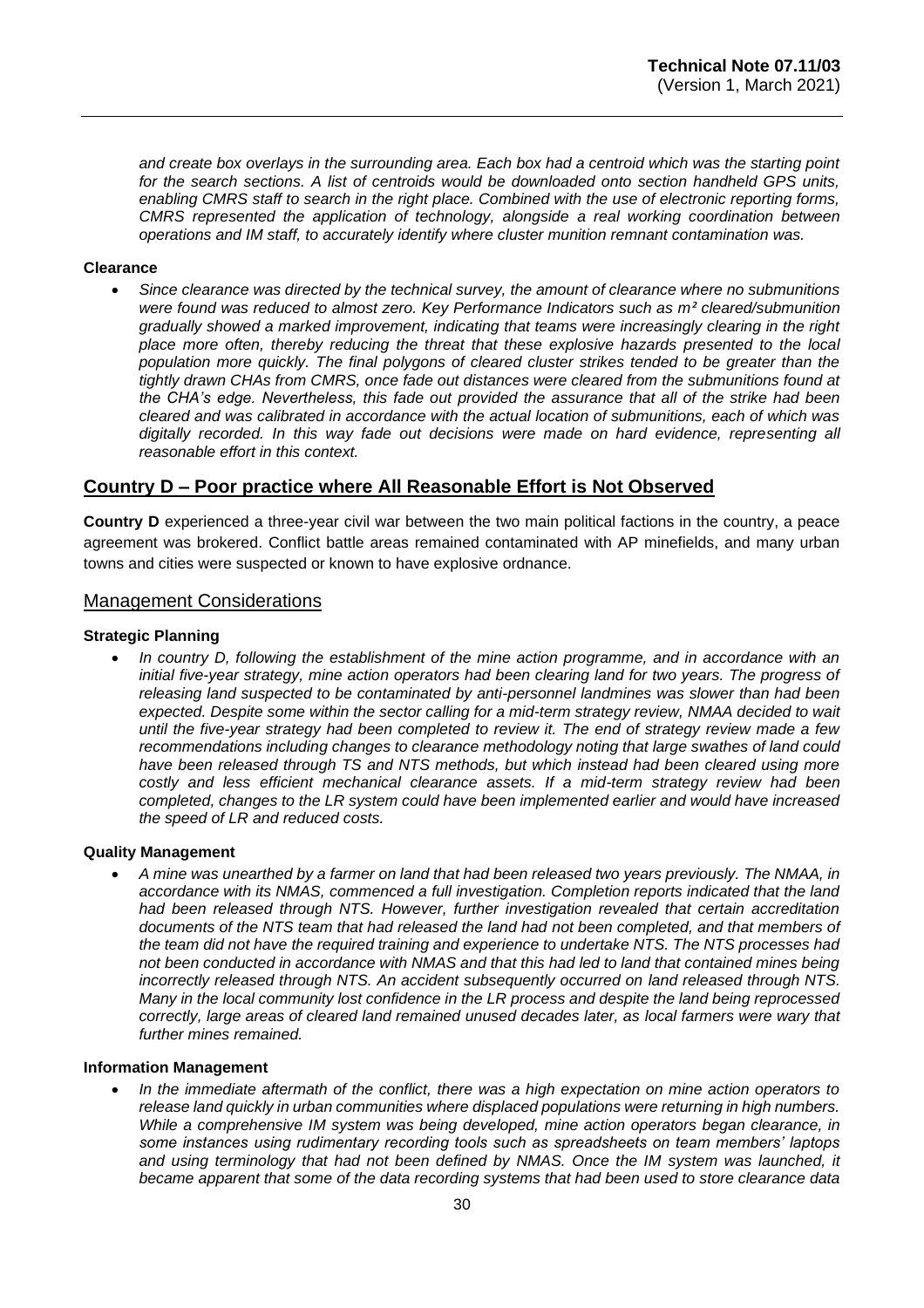*and create box overlays in the surrounding area. Each box had a centroid which was the starting point for the search sections. A list of centroids would be downloaded onto section handheld GPS units, enabling CMRS staff to search in the right place. Combined with the use of electronic reporting forms, CMRS represented the application of technology, alongside a real working coordination between operations and IM staff, to accurately identify where cluster munition remnant contamination was.*

**Clearance**

- *Since clearance was directed by the technical survey, the amount of clearance where no submunitions were found was reduced to almost zero. Key Performance Indicators such as m² cleared/submunition gradually showed a marked improvement, indicating that teams were increasingly clearing in the right place more often, thereby reducing the threat that these explosive hazards presented to the local population more quickly. The final polygons of cleared cluster strikes tended to be greater than the tightly drawn CHAs from CMRS, once fade out distances were cleared from the submunitions found at the CHA's edge. Nevertheless, this fade out provided the assurance that all of the strike had been cleared and was calibrated in accordance with the actual location of submunitions, each of which was digitally recorded. In this way fade out decisions were made on hard evidence, representing all reasonable effort in this context.*

## Country D – Poor practice where All Reasonable Effort is Not Observed

**Country D** experienced a three-year civil war between the two main political factions in the country, a peace agreement was brokered. Conflict battle areas remained contaminated with AP minefields, and many urban towns and cities were suspected or known to have explosive ordnance.

### Management Considerations

**Strategic Planning**

- *In country D, following the establishment of the mine action programme, and in accordance with an initial five-year strategy, mine action operators had been clearing land for two years. The progress of releasing land suspected to be contaminated by anti-personnel landmines was slower than had been expected. Despite some within the sector calling for a mid-term strategy review, NMAA decided to wait until the five-year strategy had been completed to review it. The end of strategy review made a few recommendations including changes to clearance methodology noting that large swathes of land could have been released through TS and NTS methods, but which instead had been cleared using more costly and less efficient mechanical clearance assets. If a mid-term strategy review had been completed, changes to the LR system could have been implemented earlier and would have increased the speed of LR and reduced costs.*

**Quality Management**

- *A mine was unearthed by a farmer on land that had been released two years previously. The NMAA, in accordance with its NMAS, commenced a full investigation. Completion reports indicated that the land had been released through NTS. However, further investigation revealed that certain accreditation documents of the NTS team that had released the land had not been completed, and that members of the team did not have the required training and experience to undertake NTS. The NTS processes had not been conducted in accordance with NMAS and that this had led to land that contained mines being incorrectly released through NTS. An accident subsequently occurred on land released through NTS. Many in the local community lost confidence in the LR process and despite the land being reprocessed correctly, large areas of cleared land remained unused decades later, as local farmers were wary that further mines remained.*

**Information Management**

- *In the immediate aftermath of the conflict, there was a high expectation on mine action operators to release land quickly in urban communities where displaced populations were returning in high numbers. While a comprehensive IM system was being developed, mine action operators began clearance, in some instances using rudimentary recording tools such as spreadsheets on team members' laptops and using terminology that had not been defined by NMAS. Once the IM system was launched, it became apparent that some of the data recording systems that had been used to store clearance data*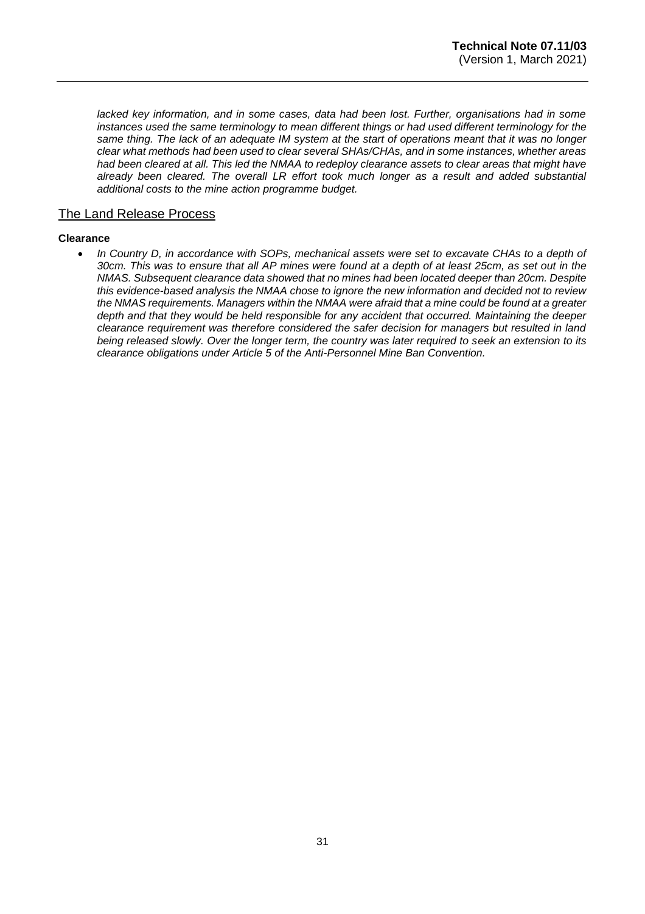*lacked key information, and in some cases, data had been lost. Further, organisations had in some instances used the same terminology to mean different things or had used different terminology for the same thing. The lack of an adequate IM system at the start of operations meant that it was no longer clear what methods had been used to clear several SHAs/CHAs, and in some instances, whether areas had been cleared at all. This led the NMAA to redeploy clearance assets to clear areas that might have already been cleared. The overall LR effort took much longer as a result and added substantial additional costs to the mine action programme budget.*

## The Land Release Process

**Clearance**

- *In Country D, in accordance with SOPs, mechanical assets were set to excavate CHAs to a depth of 30cm. This was to ensure that all AP mines were found at a depth of at least 25cm, as set out in the NMAS. Subsequent clearance data showed that no mines had been located deeper than 20cm. Despite this evidence-based analysis the NMAA chose to ignore the new information and decided not to review the NMAS requirements. Managers within the NMAA were afraid that a mine could be found at a greater depth and that they would be held responsible for any accident that occurred. Maintaining the deeper clearance requirement was therefore considered the safer decision for managers but resulted in land being released slowly. Over the longer term, the country was later required to seek an extension to its clearance obligations under Article 5 of the Anti-Personnel Mine Ban Convention.*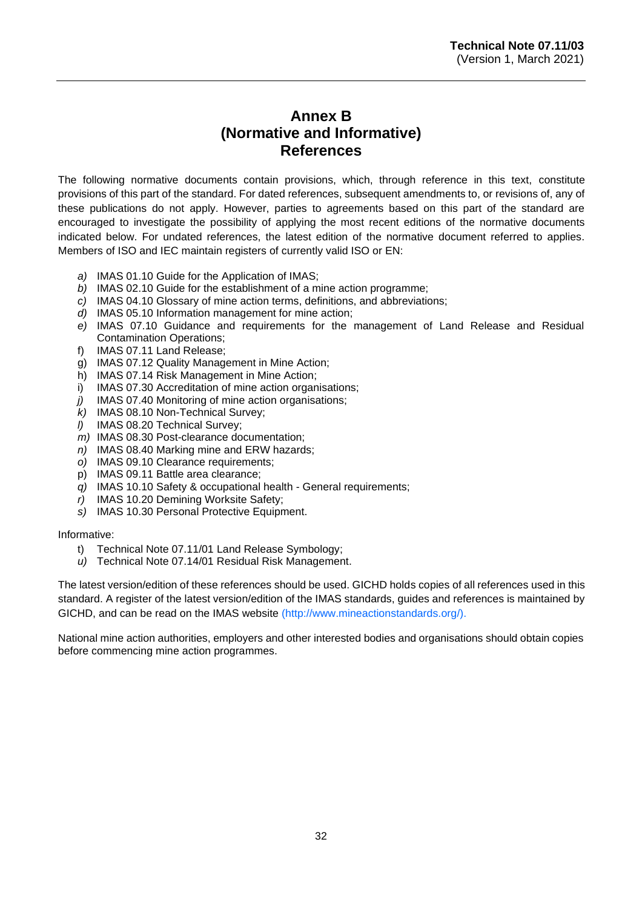# Annex B
# (Normative and Informative)
# References

The following normative documents contain provisions, which, through reference in this text, constitute provisions of this part of the standard. For dated references, subsequent amendments to, or revisions of, any of these publications do not apply. However, parties to agreements based on this part of the standard are encouraged to investigate the possibility of applying the most recent editions of the normative documents indicated below. For undated references, the latest edition of the normative document referred to applies. Members of ISO and IEC maintain registers of currently valid ISO or EN:

*a)* IMAS 01.10 Guide for the Application of IMAS;
*b)* IMAS 02.10 Guide for the establishment of a mine action programme;
*c)* IMAS 04.10 Glossary of mine action terms, definitions, and abbreviations;
*d)* IMAS 05.10 Information management for mine action;
*e)* IMAS 07.10 Guidance and requirements for the management of Land Release and Residual Contamination Operations;
f) IMAS 07.11 Land Release;
g) IMAS 07.12 Quality Management in Mine Action;
h) IMAS 07.14 Risk Management in Mine Action;
i) IMAS 07.30 Accreditation of mine action organisations;
*j)* IMAS 07.40 Monitoring of mine action organisations;
*k)* IMAS 08.10 Non-Technical Survey;
*l)* IMAS 08.20 Technical Survey;
*m)* IMAS 08.30 Post-clearance documentation;
*n)* IMAS 08.40 Marking mine and ERW hazards;
*o)* IMAS 09.10 Clearance requirements;
p) IMAS 09.11 Battle area clearance;
*q)* IMAS 10.10 Safety & occupational health - General requirements;
*r)* IMAS 10.20 Demining Worksite Safety;
*s)* IMAS 10.30 Personal Protective Equipment.

Informative:

t) Technical Note 07.11/01 Land Release Symbology;
*u)* Technical Note 07.14/01 Residual Risk Management.

The latest version/edition of these references should be used. GICHD holds copies of all references used in this standard. A register of the latest version/edition of the IMAS standards, guides and references is maintained by GICHD, and can be read on the IMAS website (http://www.mineactionstandards.org/).

National mine action authorities, employers and other interested bodies and organisations should obtain copies before commencing mine action programmes.